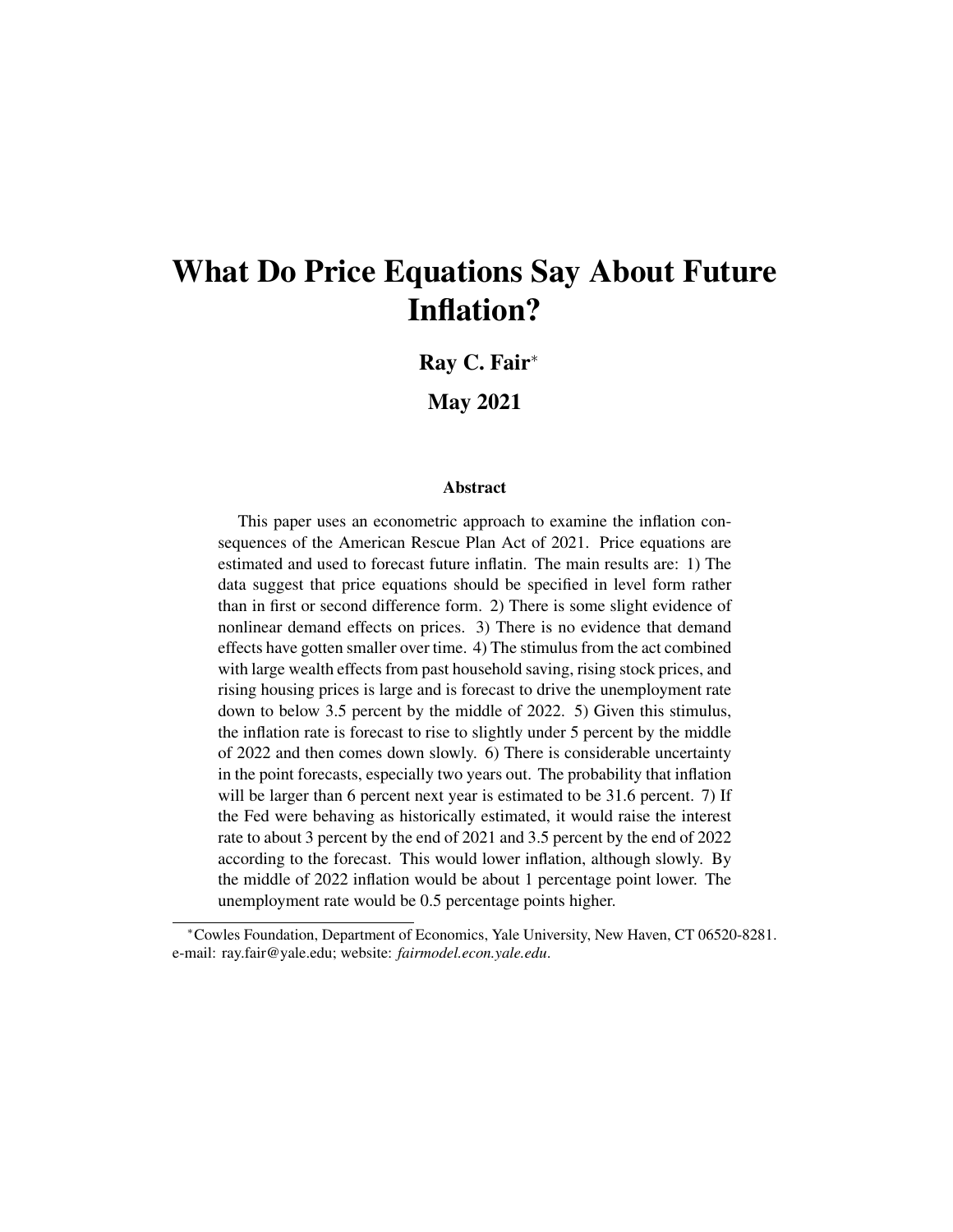# What Do Price Equations Say About Future Inflation?

**Ray C. Fair***

**May 2021**

### Abstract

This paper uses an econometric approach to examine the inflation consequences of the American Rescue Plan Act of 2021. Price equations are estimated and used to forecast future inflatin. The main results are: 1) The data suggest that price equations should be specified in level form rather than in first or second difference form. 2) There is some slight evidence of nonlinear demand effects on prices. 3) There is no evidence that demand effects have gotten smaller over time. 4) The stimulus from the act combined with large wealth effects from past household saving, rising stock prices, and rising housing prices is large and is forecast to drive the unemployment rate down to below 3.5 percent by the middle of 2022. 5) Given this stimulus, the inflation rate is forecast to rise to slightly under 5 percent by the middle of 2022 and then comes down slowly. 6) There is considerable uncertainty in the point forecasts, especially two years out. The probability that inflation will be larger than 6 percent next year is estimated to be 31.6 percent. 7) If the Fed were behaving as historically estimated, it would raise the interest rate to about 3 percent by the end of 2021 and 3.5 percent by the end of 2022 according to the forecast. This would lower inflation, although slowly. By the middle of 2022 inflation would be about 1 percentage point lower. The unemployment rate would be 0.5 percentage points higher.

*Cowles Foundation, Department of Economics, Yale University, New Haven, CT 06520-8281. e-mail: ray.fair@yale.edu; website: *fairmodel.econ.yale.edu*.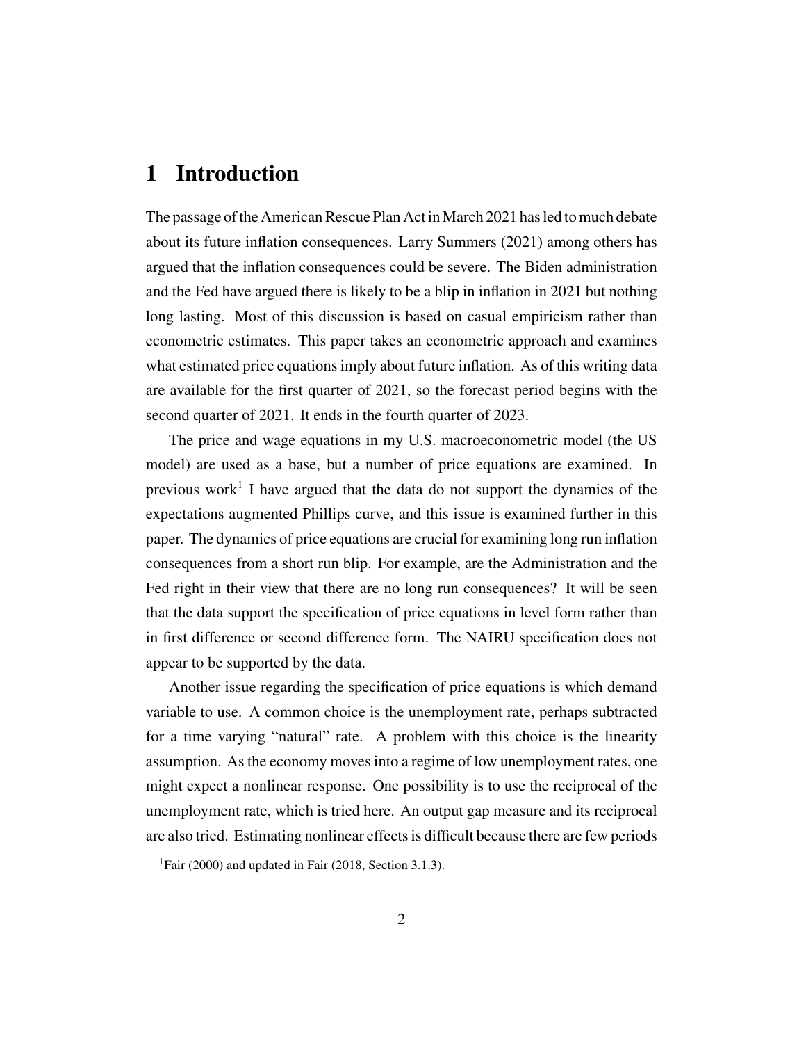# 1 Introduction

The passage of the American Rescue Plan Act in March 2021 has led to much debate about its future inflation consequences. Larry Summers (2021) among others has argued that the inflation consequences could be severe. The Biden administration and the Fed have argued there is likely to be a blip in inflation in 2021 but nothing long lasting. Most of this discussion is based on casual empiricism rather than econometric estimates. This paper takes an econometric approach and examines what estimated price equations imply about future inflation. As of this writing data are available for the first quarter of 2021, so the forecast period begins with the second quarter of 2021. It ends in the fourth quarter of 2023.

The price and wage equations in my U.S. macroeconometric model (the US model) are used as a base, but a number of price equations are examined. In previous work[1] I have argued that the data do not support the dynamics of the expectations augmented Phillips curve, and this issue is examined further in this paper. The dynamics of price equations are crucial for examining long run inflation consequences from a short run blip. For example, are the Administration and the Fed right in their view that there are no long run consequences? It will be seen that the data support the specification of price equations in level form rather than in first difference or second difference form. The NAIRU specification does not appear to be supported by the data.

Another issue regarding the specification of price equations is which demand variable to use. A common choice is the unemployment rate, perhaps subtracted for a time varying "natural" rate. A problem with this choice is the linearity assumption. As the economy moves into a regime of low unemployment rates, one might expect a nonlinear response. One possibility is to use the reciprocal of the unemployment rate, which is tried here. An output gap measure and its reciprocal are also tried. Estimating nonlinear effects is difficult because there are few periods

[1] Fair (2000) and updated in Fair (2018, Section 3.1.3).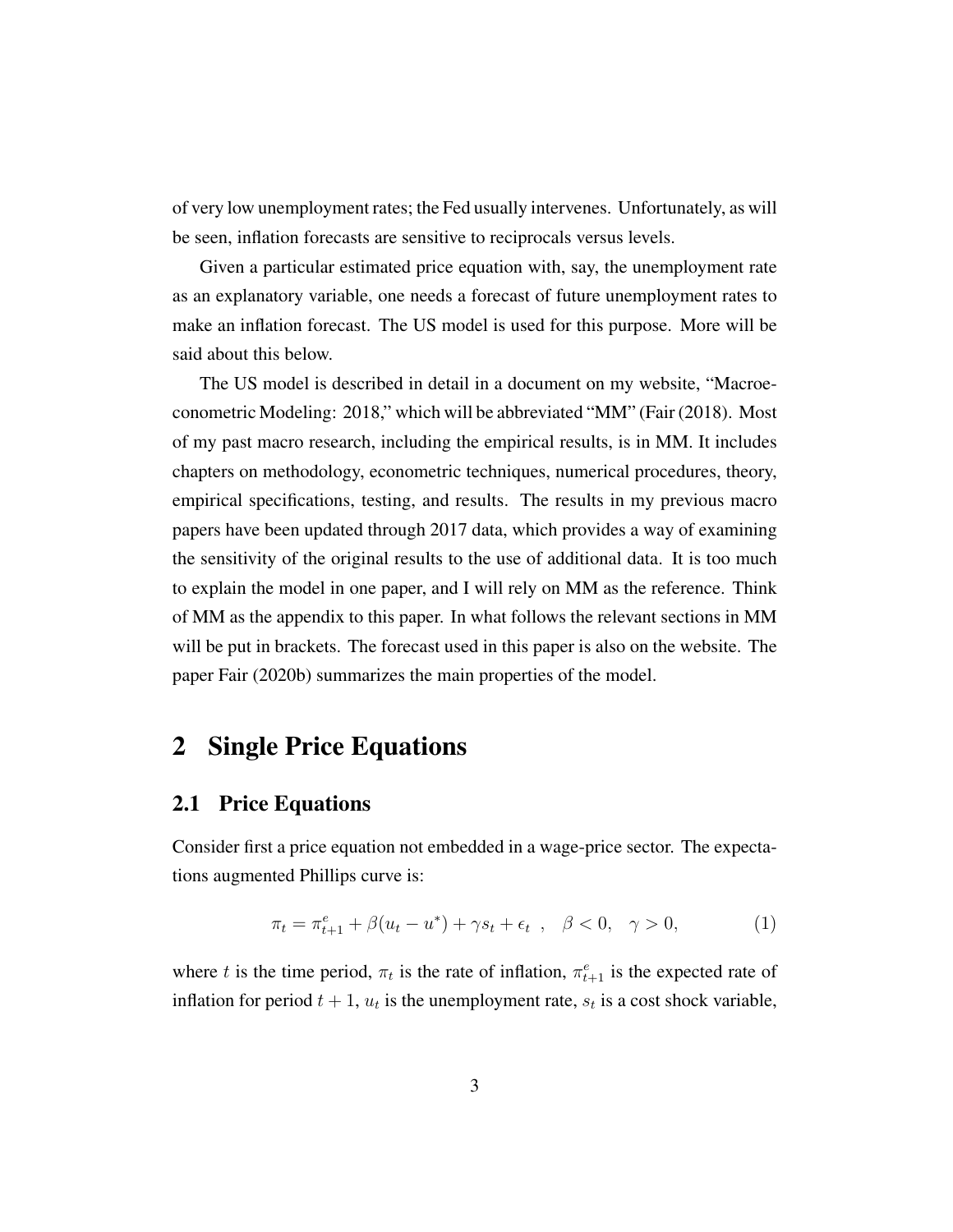of very low unemployment rates; the Fed usually intervenes. Unfortunately, as will be seen, inflation forecasts are sensitive to reciprocals versus levels.

Given a particular estimated price equation with, say, the unemployment rate as an explanatory variable, one needs a forecast of future unemployment rates to make an inflation forecast. The US model is used for this purpose. More will be said about this below.

The US model is described in detail in a document on my website, "Macroeconometric Modeling: 2018," which will be abbreviated "MM" (Fair (2018). Most of my past macro research, including the empirical results, is in MM. It includes chapters on methodology, econometric techniques, numerical procedures, theory, empirical specifications, testing, and results. The results in my previous macro papers have been updated through 2017 data, which provides a way of examining the sensitivity of the original results to the use of additional data. It is too much to explain the model in one paper, and I will rely on MM as the reference. Think of MM as the appendix to this paper. In what follows the relevant sections in MM will be put in brackets. The forecast used in this paper is also on the website. The paper Fair (2020b) summarizes the main properties of the model.

# 2 Single Price Equations

## 2.1 Price Equations

Consider first a price equation not embedded in a wage-price sector. The expectations augmented Phillips curve is:

$$\pi_t = \pi^e_{t+1} + \beta(u_t - u^*) + \gamma s_t + \epsilon_t \ , \quad \beta < 0, \quad \gamma > 0, \tag{1}$$

where $t$ is the time period, $\pi_t$ is the rate of inflation, $\pi^e_{t+1}$ is the expected rate of inflation for period $t+1$, $u_t$ is the unemployment rate, $s_t$ is a cost shock variable,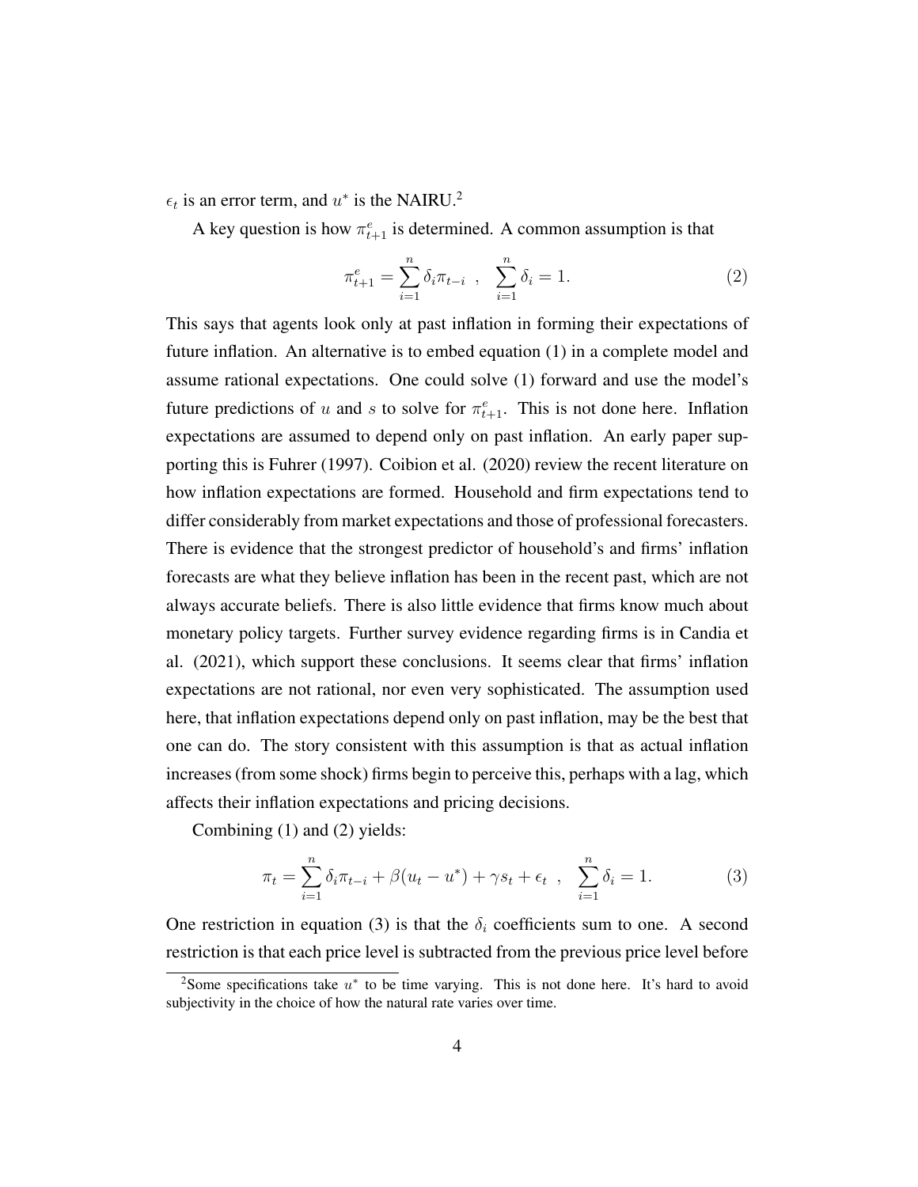$\epsilon_t$ is an error term, and $u^*$ is the NAIRU.[2]

A key question is how $\pi^e_{t+1}$ is determined. A common assumption is that

$$\pi^e_{t+1} = \sum_{i=1}^{n} \delta_i \pi_{t-i} \;\; , \quad \sum_{i=1}^{n} \delta_i = 1. \tag{2}$$

This says that agents look only at past inflation in forming their expectations of future inflation. An alternative is to embed equation (1) in a complete model and assume rational expectations. One could solve (1) forward and use the model's future predictions of $u$ and $s$ to solve for $\pi^e_{t+1}$. This is not done here. Inflation expectations are assumed to depend only on past inflation. An early paper supporting this is Fuhrer (1997). Coibion et al. (2020) review the recent literature on how inflation expectations are formed. Household and firm expectations tend to differ considerably from market expectations and those of professional forecasters. There is evidence that the strongest predictor of household's and firms' inflation forecasts are what they believe inflation has been in the recent past, which are not always accurate beliefs. There is also little evidence that firms know much about monetary policy targets. Further survey evidence regarding firms is in Candia et al. (2021), which support these conclusions. It seems clear that firms' inflation expectations are not rational, nor even very sophisticated. The assumption used here, that inflation expectations depend only on past inflation, may be the best that one can do. The story consistent with this assumption is that as actual inflation increases (from some shock) firms begin to perceive this, perhaps with a lag, which affects their inflation expectations and pricing decisions.

Combining (1) and (2) yields:

$$\pi_t = \sum_{i=1}^{n} \delta_i \pi_{t-i} + \beta(u_t - u^*) + \gamma s_t + \epsilon_t \;\; , \quad \sum_{i=1}^{n} \delta_i = 1. \tag{3}$$

One restriction in equation (3) is that the $\delta_i$ coefficients sum to one. A second restriction is that each price level is subtracted from the previous price level before

[2] Some specifications take $u^*$ to be time varying. This is not done here. It's hard to avoid subjectivity in the choice of how the natural rate varies over time.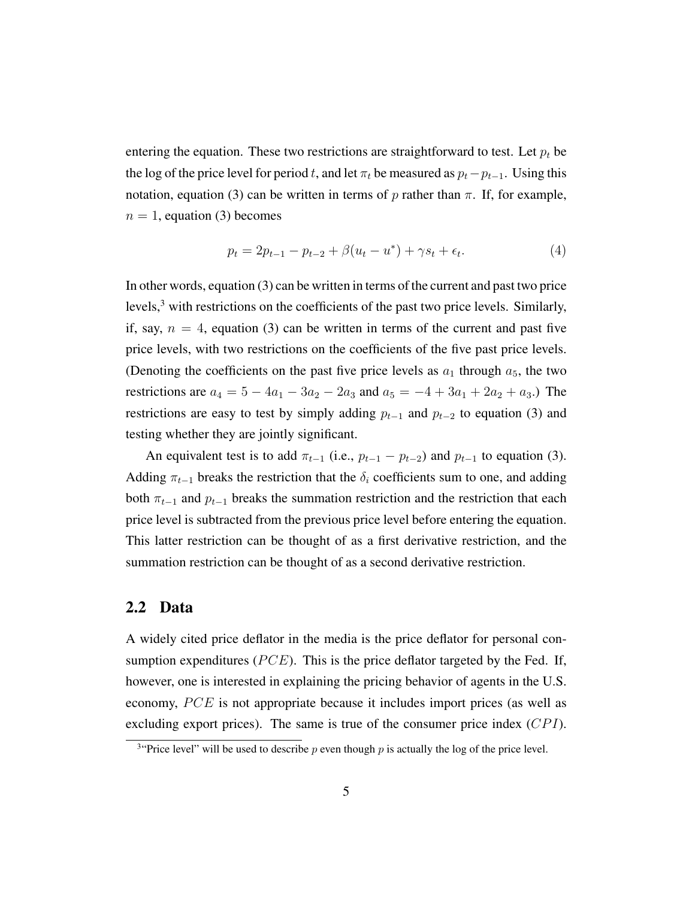entering the equation. These two restrictions are straightforward to test. Let $p_t$ be the log of the price level for period $t$, and let $\pi_t$ be measured as $p_t - p_{t-1}$. Using this notation, equation (3) can be written in terms of $p$ rather than $\pi$. If, for example, $n = 1$, equation (3) becomes

$$p_t = 2p_{t-1} - p_{t-2} + \beta(u_t - u^*) + \gamma s_t + \epsilon_t. \tag{4}$$

In other words, equation (3) can be written in terms of the current and past two price levels,[3] with restrictions on the coefficients of the past two price levels. Similarly, if, say, $n = 4$, equation (3) can be written in terms of the current and past five price levels, with two restrictions on the coefficients of the five past price levels. (Denoting the coefficients on the past five price levels as $a_1$ through $a_5$, the two restrictions are $a_4 = 5 - 4a_1 - 3a_2 - 2a_3$ and $a_5 = -4 + 3a_1 + 2a_2 + a_3$.) The restrictions are easy to test by simply adding $p_{t-1}$ and $p_{t-2}$ to equation (3) and testing whether they are jointly significant.

An equivalent test is to add $\pi_{t-1}$ (i.e., $p_{t-1} - p_{t-2}$) and $p_{t-1}$ to equation (3). Adding $\pi_{t-1}$ breaks the restriction that the $\delta_i$ coefficients sum to one, and adding both $\pi_{t-1}$ and $p_{t-1}$ breaks the summation restriction and the restriction that each price level is subtracted from the previous price level before entering the equation. This latter restriction can be thought of as a first derivative restriction, and the summation restriction can be thought of as a second derivative restriction.

## 2.2 Data

A widely cited price deflator in the media is the price deflator for personal consumption expenditures ($PCE$). This is the price deflator targeted by the Fed. If, however, one is interested in explaining the pricing behavior of agents in the U.S. economy, $PCE$ is not appropriate because it includes import prices (as well as excluding export prices). The same is true of the consumer price index ($CPI$).

[3] "Price level" will be used to describe $p$ even though $p$ is actually the log of the price level.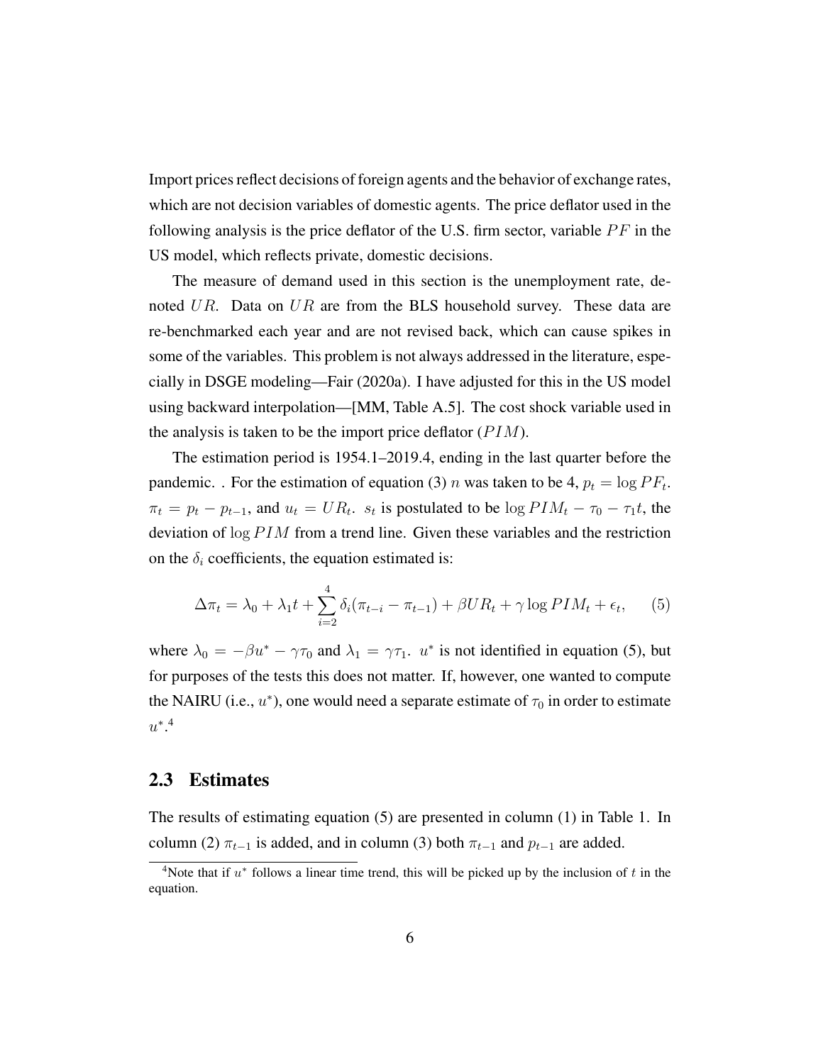Import prices reflect decisions of foreign agents and the behavior of exchange rates, which are not decision variables of domestic agents. The price deflator used in the following analysis is the price deflator of the U.S. firm sector, variable $PF$ in the US model, which reflects private, domestic decisions.

The measure of demand used in this section is the unemployment rate, denoted $UR$. Data on $UR$ are from the BLS household survey. These data are re-benchmarked each year and are not revised back, which can cause spikes in some of the variables. This problem is not always addressed in the literature, especially in DSGE modeling—Fair (2020a). I have adjusted for this in the US model using backward interpolation—[MM, Table A.5]. The cost shock variable used in the analysis is taken to be the import price deflator ($PIM$).

The estimation period is 1954.1–2019.4, ending in the last quarter before the pandemic. . For the estimation of equation (3) $n$ was taken to be 4, $p_t = \log PF_t$. $\pi_t = p_t - p_{t-1}$, and $u_t = UR_t$. $s_t$ is postulated to be $\log PIM_t - \tau_0 - \tau_1 t$, the deviation of $\log PIM$ from a trend line. Given these variables and the restriction on the $\delta_i$ coefficients, the equation estimated is:

$$\Delta\pi_t = \lambda_0 + \lambda_1 t + \sum_{i=2}^{4} \delta_i(\pi_{t-i} - \pi_{t-1}) + \beta UR_t + \gamma \log PIM_t + \epsilon_t, \qquad (5)$$

where $\lambda_0 = -\beta u^* - \gamma\tau_0$ and $\lambda_1 = \gamma\tau_1$. $u^*$ is not identified in equation (5), but for purposes of the tests this does not matter. If, however, one wanted to compute the NAIRU (i.e., $u^*$), one would need a separate estimate of $\tau_0$ in order to estimate $u^*$.[4]

## 2.3 Estimates

The results of estimating equation (5) are presented in column (1) in Table 1. In column (2) $\pi_{t-1}$ is added, and in column (3) both $\pi_{t-1}$ and $p_{t-1}$ are added.

[4]Note that if $u^*$ follows a linear time trend, this will be picked up by the inclusion of $t$ in the equation.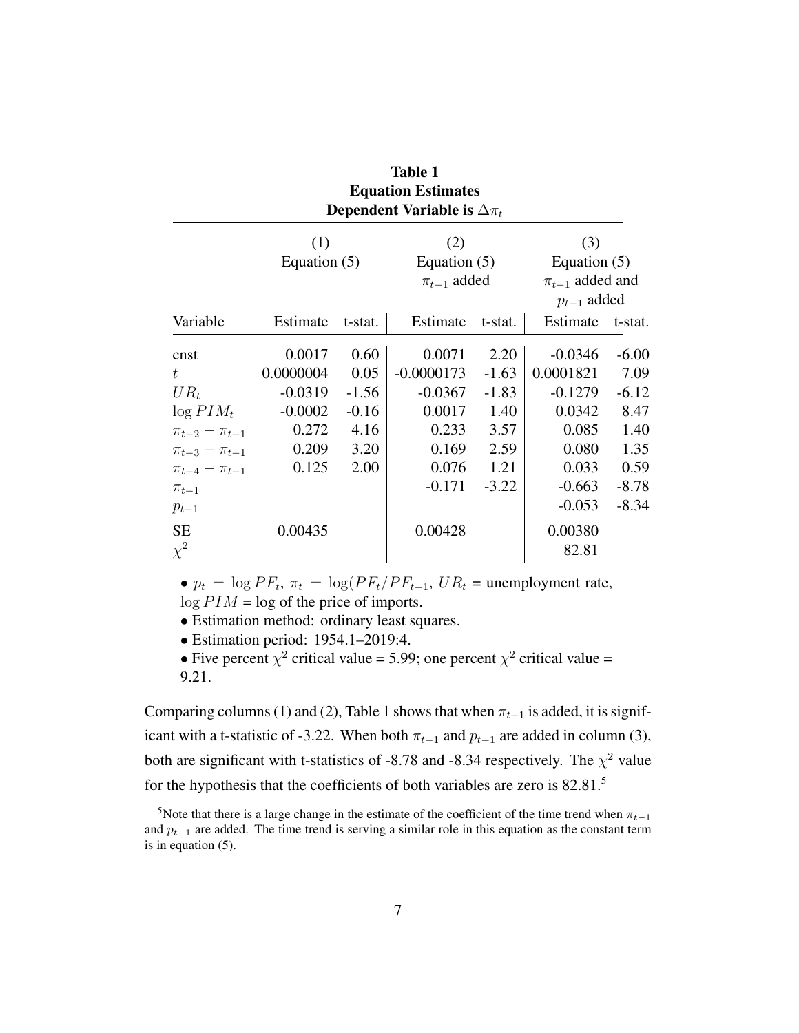**Table 1**
**Equation Estimates**
**Dependent Variable is $\Delta\pi_t$**

| | (1) Equation (5) | | (2) Equation (5) $\pi_{t-1}$ added | | (3) Equation (5) $\pi_{t-1}$ added and $p_{t-1}$ added | |
|---|---|---|---|---|---|---|
| Variable | Estimate | t-stat. | Estimate | t-stat. | Estimate | t-stat. |
| cnst | 0.0017 | 0.60 | 0.0071 | 2.20 | -0.0346 | -6.00 |
| $t$ | 0.0000004 | 0.05 | -0.0000173 | -1.63 | 0.0001821 | 7.09 |
| $UR_t$ | -0.0319 | -1.56 | -0.0367 | -1.83 | -0.1279 | -6.12 |
| $\log PIM_t$ | -0.0002 | -0.16 | 0.0017 | 1.40 | 0.0342 | 8.47 |
| $\pi_{t-2} - \pi_{t-1}$ | 0.272 | 4.16 | 0.233 | 3.57 | 0.085 | 1.40 |
| $\pi_{t-3} - \pi_{t-1}$ | 0.209 | 3.20 | 0.169 | 2.59 | 0.080 | 1.35 |
| $\pi_{t-4} - \pi_{t-1}$ | 0.125 | 2.00 | 0.076 | 1.21 | 0.033 | 0.59 |
| $\pi_{t-1}$ | | | -0.171 | -3.22 | -0.663 | -8.78 |
| $p_{t-1}$ | | | | | -0.053 | -8.34 |
| SE | 0.00435 | | 0.00428 | | 0.00380 | |
| $\chi^2$ | | | | | 82.81 | |

- $p_t = \log PF_t$, $\pi_t = \log(PF_t/PF_{t-1}$, $UR_t$ = unemployment rate, $\log PIM$ = log of the price of imports.
- Estimation method: ordinary least squares.
- Estimation period: 1954.1–2019:4.
- Five percent $\chi^2$ critical value = 5.99; one percent $\chi^2$ critical value = 9.21.

Comparing columns (1) and (2), Table 1 shows that when $\pi_{t-1}$ is added, it is significant with a t-statistic of -3.22. When both $\pi_{t-1}$ and $p_{t-1}$ are added in column (3), both are significant with t-statistics of -8.78 and -8.34 respectively. The $\chi^2$ value for the hypothesis that the coefficients of both variables are zero is 82.81.[5]

[5]Note that there is a large change in the estimate of the coefficient of the time trend when $\pi_{t-1}$ and $p_{t-1}$ are added. The time trend is serving a similar role in this equation as the constant term is in equation (5).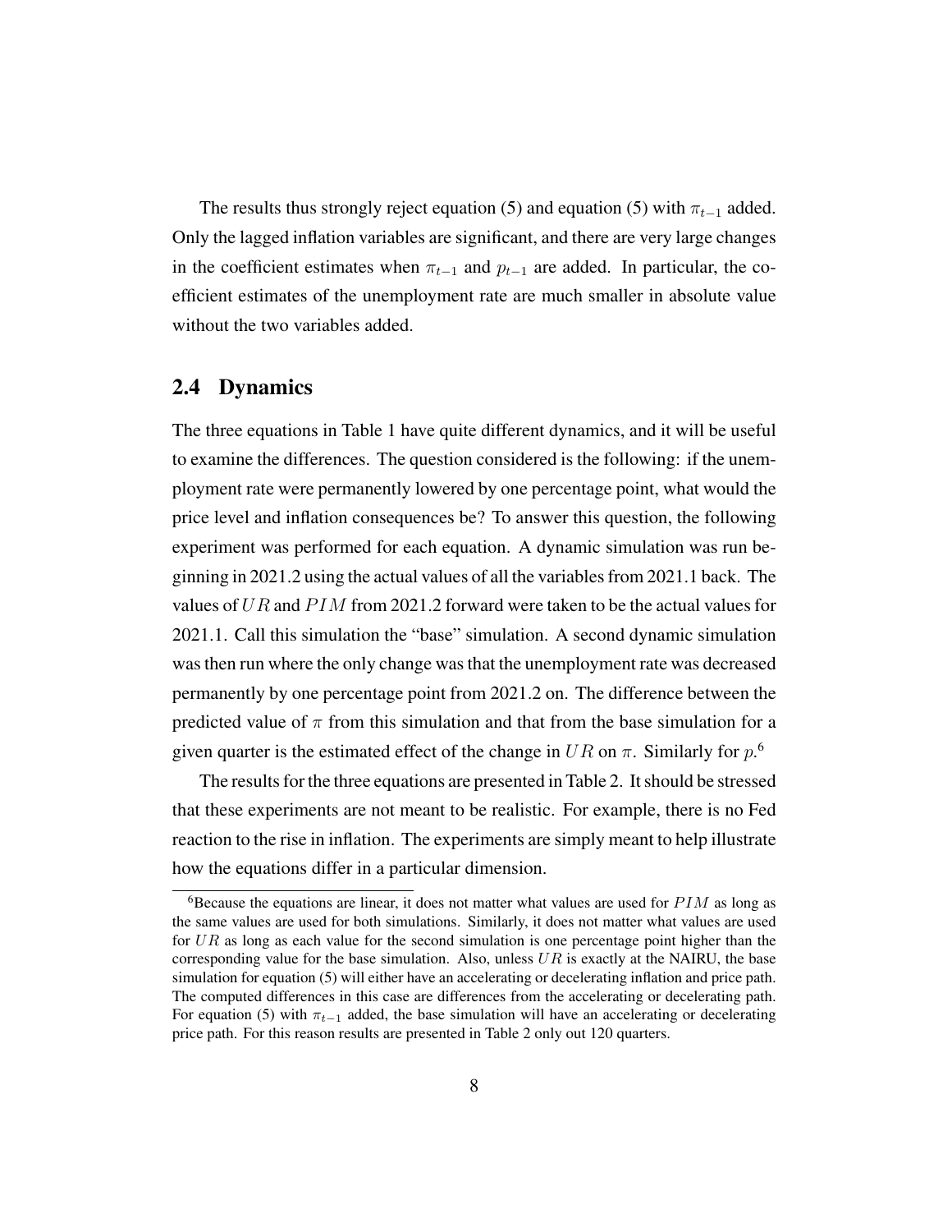The results thus strongly reject equation (5) and equation (5) with $\pi_{t-1}$ added. Only the lagged inflation variables are significant, and there are very large changes in the coefficient estimates when $\pi_{t-1}$ and $p_{t-1}$ are added. In particular, the coefficient estimates of the unemployment rate are much smaller in absolute value without the two variables added.

## 2.4 Dynamics

The three equations in Table 1 have quite different dynamics, and it will be useful to examine the differences. The question considered is the following: if the unemployment rate were permanently lowered by one percentage point, what would the price level and inflation consequences be? To answer this question, the following experiment was performed for each equation. A dynamic simulation was run beginning in 2021.2 using the actual values of all the variables from 2021.1 back. The values of $UR$ and $PIM$ from 2021.2 forward were taken to be the actual values for 2021.1. Call this simulation the "base" simulation. A second dynamic simulation was then run where the only change was that the unemployment rate was decreased permanently by one percentage point from 2021.2 on. The difference between the predicted value of $\pi$ from this simulation and that from the base simulation for a given quarter is the estimated effect of the change in $UR$ on $\pi$. Similarly for $p$.[6]

The results for the three equations are presented in Table 2. It should be stressed that these experiments are not meant to be realistic. For example, there is no Fed reaction to the rise in inflation. The experiments are simply meant to help illustrate how the equations differ in a particular dimension.

[6]Because the equations are linear, it does not matter what values are used for $PIM$ as long as the same values are used for both simulations. Similarly, it does not matter what values are used for $UR$ as long as each value for the second simulation is one percentage point higher than the corresponding value for the base simulation. Also, unless $UR$ is exactly at the NAIRU, the base simulation for equation (5) will either have an accelerating or decelerating inflation and price path. The computed differences in this case are differences from the accelerating or decelerating path. For equation (5) with $\pi_{t-1}$ added, the base simulation will have an accelerating or decelerating price path. For this reason results are presented in Table 2 only out 120 quarters.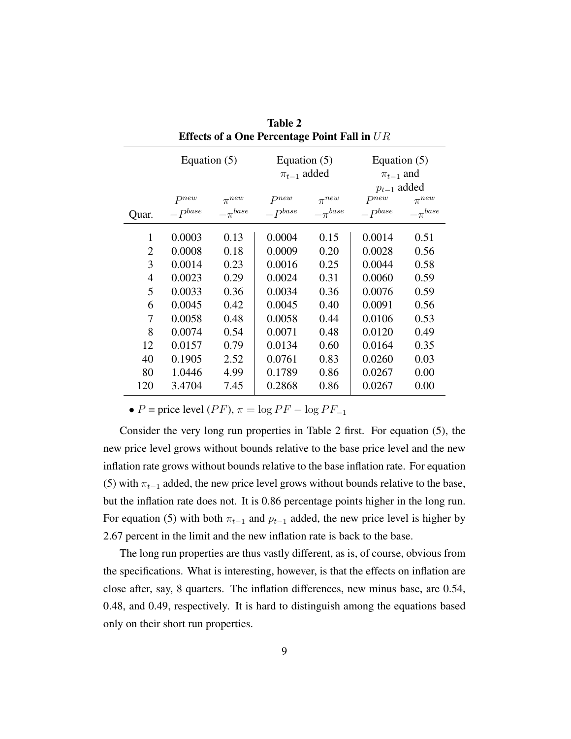**Table 2**
**Effects of a One Percentage Point Fall in $UR$**

| | Equation (5) | | Equation (5) $\pi_{t-1}$ added | | Equation (5) $\pi_{t-1}$ and $p_{t-1}$ added | |
|---|---|---|---|---|---|---|
| Quar. | $P^{new}$ $-P^{base}$ | $\pi^{new}$ $-\pi^{base}$ | $P^{new}$ $-P^{base}$ | $\pi^{new}$ $-\pi^{base}$ | $P^{new}$ $-P^{base}$ | $\pi^{new}$ $-\pi^{base}$ |
| 1 | 0.0003 | 0.13 | 0.0004 | 0.15 | 0.0014 | 0.51 |
| 2 | 0.0008 | 0.18 | 0.0009 | 0.20 | 0.0028 | 0.56 |
| 3 | 0.0014 | 0.23 | 0.0016 | 0.25 | 0.0044 | 0.58 |
| 4 | 0.0023 | 0.29 | 0.0024 | 0.31 | 0.0060 | 0.59 |
| 5 | 0.0033 | 0.36 | 0.0034 | 0.36 | 0.0076 | 0.59 |
| 6 | 0.0045 | 0.42 | 0.0045 | 0.40 | 0.0091 | 0.56 |
| 7 | 0.0058 | 0.48 | 0.0058 | 0.44 | 0.0106 | 0.53 |
| 8 | 0.0074 | 0.54 | 0.0071 | 0.48 | 0.0120 | 0.49 |
| 12 | 0.0157 | 0.79 | 0.0134 | 0.60 | 0.0164 | 0.35 |
| 40 | 0.1905 | 2.52 | 0.0761 | 0.83 | 0.0260 | 0.03 |
| 80 | 1.0446 | 4.99 | 0.1789 | 0.86 | 0.0267 | 0.00 |
| 120 | 3.4704 | 7.45 | 0.2868 | 0.86 | 0.0267 | 0.00 |

- $P$ = price level ($PF$), $\pi = \log PF - \log PF_{-1}$

Consider the very long run properties in Table 2 first. For equation (5), the new price level grows without bounds relative to the base price level and the new inflation rate grows without bounds relative to the base inflation rate. For equation (5) with $\pi_{t-1}$ added, the new price level grows without bounds relative to the base, but the inflation rate does not. It is 0.86 percentage points higher in the long run. For equation (5) with both $\pi_{t-1}$ and $p_{t-1}$ added, the new price level is higher by 2.67 percent in the limit and the new inflation rate is back to the base.

The long run properties are thus vastly different, as is, of course, obvious from the specifications. What is interesting, however, is that the effects on inflation are close after, say, 8 quarters. The inflation differences, new minus base, are 0.54, 0.48, and 0.49, respectively. It is hard to distinguish among the equations based only on their short run properties.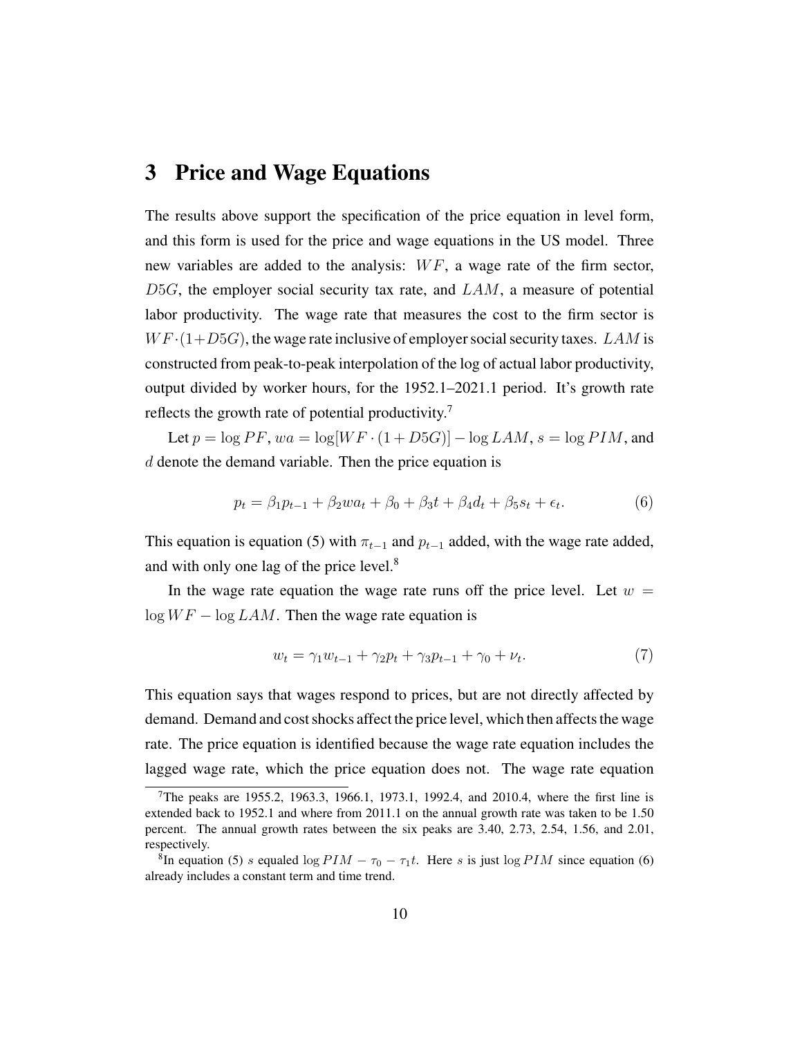## 3 Price and Wage Equations

The results above support the specification of the price equation in level form, and this form is used for the price and wage equations in the US model. Three new variables are added to the analysis: $WF$, a wage rate of the firm sector, $D5G$, the employer social security tax rate, and $LAM$, a measure of potential labor productivity. The wage rate that measures the cost to the firm sector is $WF \cdot (1+D5G)$, the wage rate inclusive of employer social security taxes. $LAM$ is constructed from peak-to-peak interpolation of the log of actual labor productivity, output divided by worker hours, for the 1952.1–2021.1 period. It's growth rate reflects the growth rate of potential productivity.[7]

Let $p = \log PF$, $wa = \log[WF \cdot (1 + D5G)] - \log LAM$, $s = \log PIM$, and $d$ denote the demand variable. Then the price equation is

$$p_t = \beta_1 p_{t-1} + \beta_2 wa_t + \beta_0 + \beta_3 t + \beta_4 d_t + \beta_5 s_t + \epsilon_t. \tag{6}$$

This equation is equation (5) with $\pi_{t-1}$ and $p_{t-1}$ added, with the wage rate added, and with only one lag of the price level.[8]

In the wage rate equation the wage rate runs off the price level. Let $w = \log WF - \log LAM$. Then the wage rate equation is

$$w_t = \gamma_1 w_{t-1} + \gamma_2 p_t + \gamma_3 p_{t-1} + \gamma_0 + \nu_t. \tag{7}$$

This equation says that wages respond to prices, but are not directly affected by demand. Demand and cost shocks affect the price level, which then affects the wage rate. The price equation is identified because the wage rate equation includes the lagged wage rate, which the price equation does not. The wage rate equation

[7] The peaks are 1955.2, 1963.3, 1966.1, 1973.1, 1992.4, and 2010.4, where the first line is extended back to 1952.1 and where from 2011.1 on the annual growth rate was taken to be 1.50 percent. The annual growth rates between the six peaks are 3.40, 2.73, 2.54, 1.56, and 2.01, respectively.

[8] In equation (5) $s$ equaled $\log PIM - \tau_0 - \tau_1 t$. Here $s$ is just $\log PIM$ since equation (6) already includes a constant term and time trend.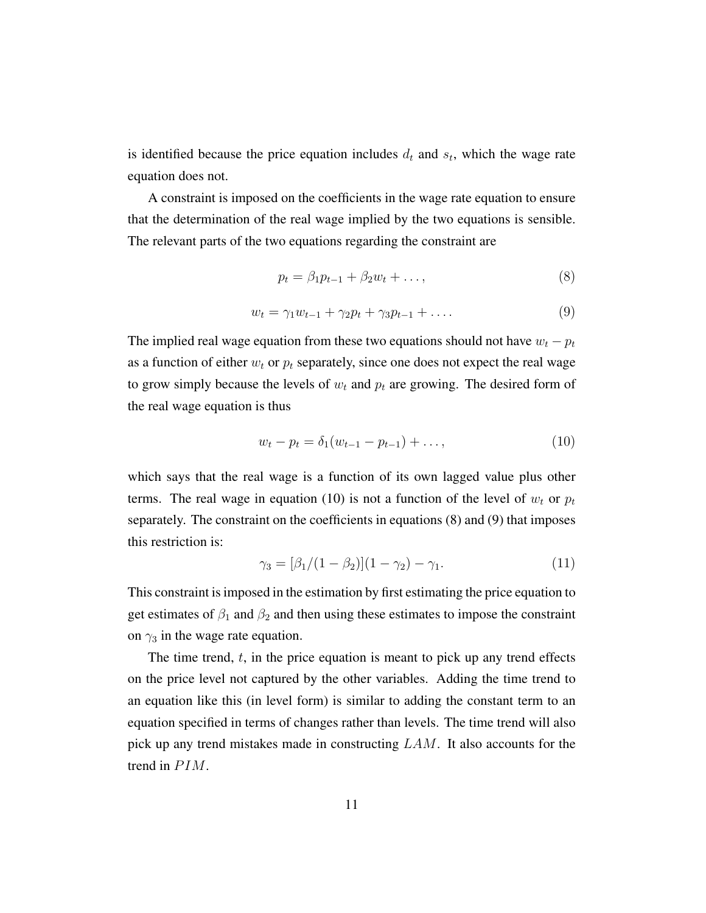is identified because the price equation includes $d_t$ and $s_t$, which the wage rate equation does not.

A constraint is imposed on the coefficients in the wage rate equation to ensure that the determination of the real wage implied by the two equations is sensible. The relevant parts of the two equations regarding the constraint are

$$p_t = \beta_1 p_{t-1} + \beta_2 w_t + \dots, \tag{8}$$

$$w_t = \gamma_1 w_{t-1} + \gamma_2 p_t + \gamma_3 p_{t-1} + \dots. \tag{9}$$

The implied real wage equation from these two equations should not have $w_t - p_t$ as a function of either $w_t$ or $p_t$ separately, since one does not expect the real wage to grow simply because the levels of $w_t$ and $p_t$ are growing. The desired form of the real wage equation is thus

$$w_t - p_t = \delta_1 (w_{t-1} - p_{t-1}) + \dots, \tag{10}$$

which says that the real wage is a function of its own lagged value plus other terms. The real wage in equation (10) is not a function of the level of $w_t$ or $p_t$ separately. The constraint on the coefficients in equations (8) and (9) that imposes this restriction is:

$$\gamma_3 = [\beta_1/(1 - \beta_2)](1 - \gamma_2) - \gamma_1. \tag{11}$$

This constraint is imposed in the estimation by first estimating the price equation to get estimates of $\beta_1$ and $\beta_2$ and then using these estimates to impose the constraint on $\gamma_3$ in the wage rate equation.

The time trend, $t$, in the price equation is meant to pick up any trend effects on the price level not captured by the other variables. Adding the time trend to an equation like this (in level form) is similar to adding the constant term to an equation specified in terms of changes rather than levels. The time trend will also pick up any trend mistakes made in constructing $LAM$. It also accounts for the trend in $PIM$.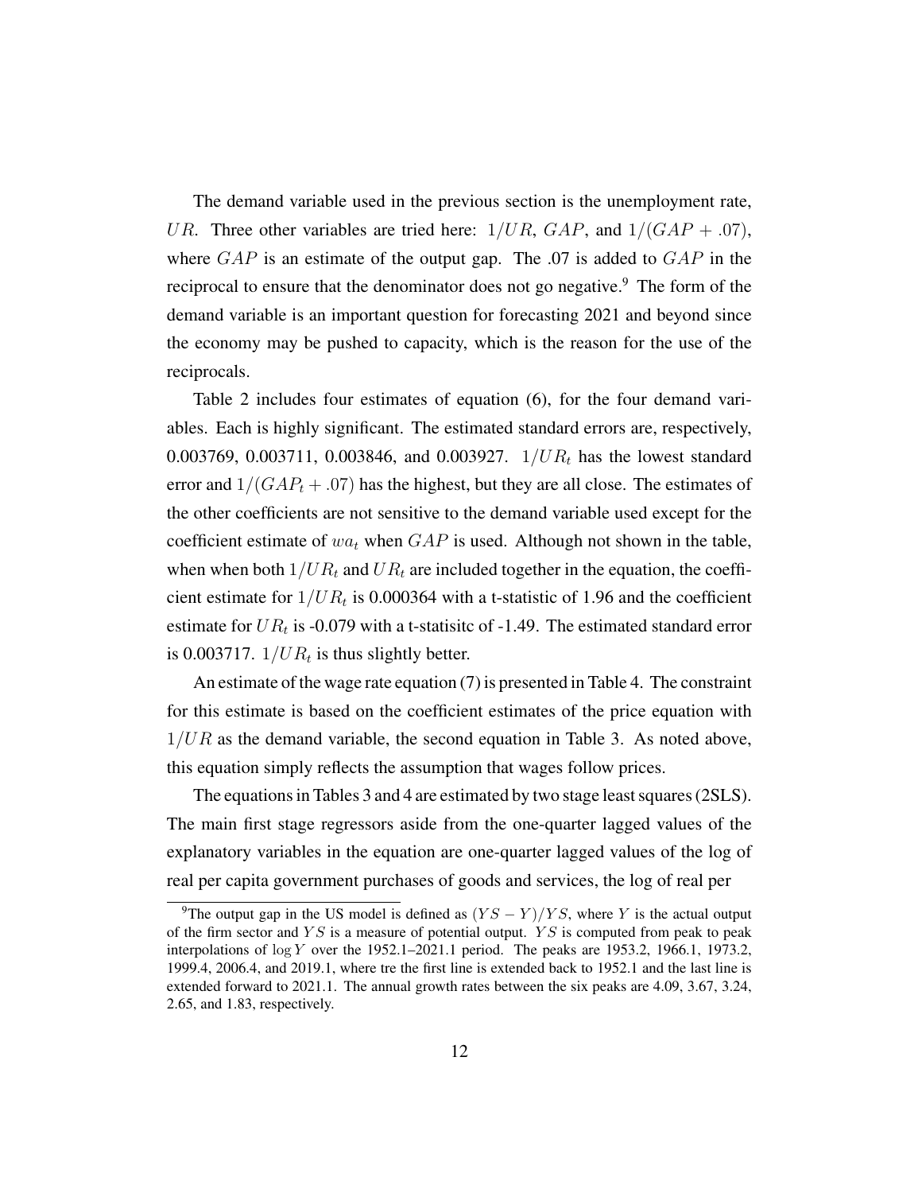The demand variable used in the previous section is the unemployment rate, $UR$. Three other variables are tried here: $1/UR$, $GAP$, and $1/(GAP + .07)$, where $GAP$ is an estimate of the output gap. The .07 is added to $GAP$ in the reciprocal to ensure that the denominator does not go negative.[9] The form of the demand variable is an important question for forecasting 2021 and beyond since the economy may be pushed to capacity, which is the reason for the use of the reciprocals.

Table 2 includes four estimates of equation (6), for the four demand variables. Each is highly significant. The estimated standard errors are, respectively, 0.003769, 0.003711, 0.003846, and 0.003927. $1/UR_t$ has the lowest standard error and $1/(GAP_t + .07)$ has the highest, but they are all close. The estimates of the other coefficients are not sensitive to the demand variable used except for the coefficient estimate of $wa_t$ when $GAP$ is used. Although not shown in the table, when when both $1/UR_t$ and $UR_t$ are included together in the equation, the coefficient estimate for $1/UR_t$ is 0.000364 with a t-statistic of 1.96 and the coefficient estimate for $UR_t$ is -0.079 with a t-statisitc of -1.49. The estimated standard error is 0.003717. $1/UR_t$ is thus slightly better.

An estimate of the wage rate equation (7) is presented in Table 4. The constraint for this estimate is based on the coefficient estimates of the price equation with $1/UR$ as the demand variable, the second equation in Table 3. As noted above, this equation simply reflects the assumption that wages follow prices.

The equations in Tables 3 and 4 are estimated by two stage least squares (2SLS). The main first stage regressors aside from the one-quarter lagged values of the explanatory variables in the equation are one-quarter lagged values of the log of real per capita government purchases of goods and services, the log of real per

[9] The output gap in the US model is defined as $(YS - Y)/YS$, where $Y$ is the actual output of the firm sector and $YS$ is a measure of potential output. $YS$ is computed from peak to peak interpolations of $\log Y$ over the 1952.1–2021.1 period. The peaks are 1953.2, 1966.1, 1973.2, 1999.4, 2006.4, and 2019.1, where tre the first line is extended back to 1952.1 and the last line is extended forward to 2021.1. The annual growth rates between the six peaks are 4.09, 3.67, 3.24, 2.65, and 1.83, respectively.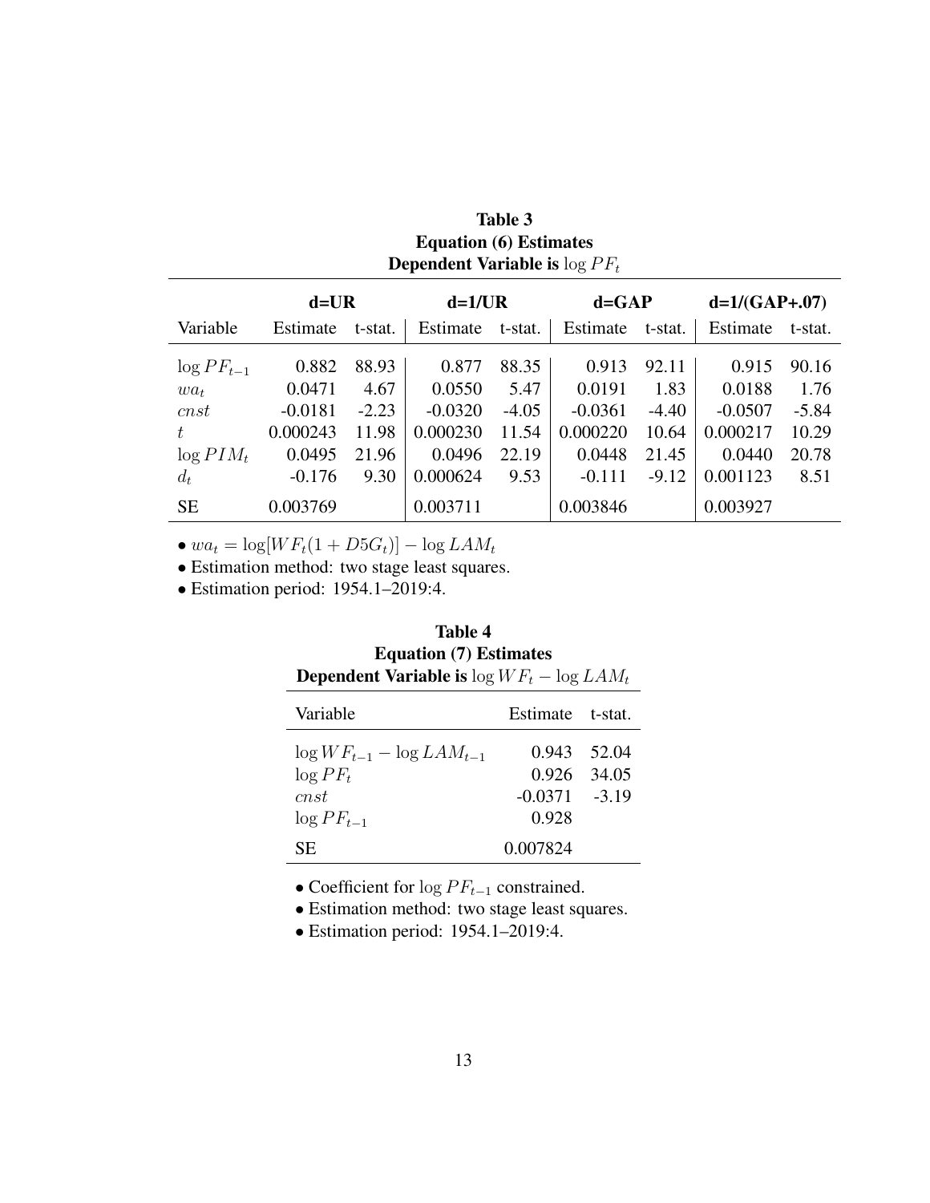**Table 3**
**Equation (6) Estimates**
**Dependent Variable is $\log PF_t$**

| | d=UR | | d=1/UR | | d=GAP | | d=1/(GAP+.07) | |
|---|---|---|---|---|---|---|---|---|
| Variable | Estimate | t-stat. | Estimate | t-stat. | Estimate | t-stat. | Estimate | t-stat. |
| $\log PF_{t-1}$ | 0.882 | 88.93 | 0.877 | 88.35 | 0.913 | 92.11 | 0.915 | 90.16 |
| $wa_t$ | 0.0471 | 4.67 | 0.0550 | 5.47 | 0.0191 | 1.83 | 0.0188 | 1.76 |
| $cnst$ | -0.0181 | -2.23 | -0.0320 | -4.05 | -0.0361 | -4.40 | -0.0507 | -5.84 |
| $t$ | 0.000243 | 11.98 | 0.000230 | 11.54 | 0.000220 | 10.64 | 0.000217 | 10.29 |
| $\log PIM_t$ | 0.0495 | 21.96 | 0.0496 | 22.19 | 0.0448 | 21.45 | 0.0440 | 20.78 |
| $d_t$ | -0.176 | 9.30 | 0.000624 | 9.53 | -0.111 | -9.12 | 0.001123 | 8.51 |
| SE | 0.003769 | | 0.003711 | | 0.003846 | | 0.003927 | |

- $wa_t = \log[WF_t(1 + D5G_t)] - \log LAM_t$
- Estimation method: two stage least squares.
- Estimation period: 1954.1–2019:4.

**Table 4**
**Equation (7) Estimates**
**Dependent Variable is $\log WF_t - \log LAM_t$**

| Variable | Estimate | t-stat. |
|---|---|---|
| $\log WF_{t-1} - \log LAM_{t-1}$ | 0.943 | 52.04 |
| $\log PF_t$ | 0.926 | 34.05 |
| $cnst$ | -0.0371 | -3.19 |
| $\log PF_{t-1}$ | 0.928 | |
| SE | 0.007824 | |

- Coefficient for $\log PF_{t-1}$ constrained.
- Estimation method: two stage least squares.
- Estimation period: 1954.1–2019:4.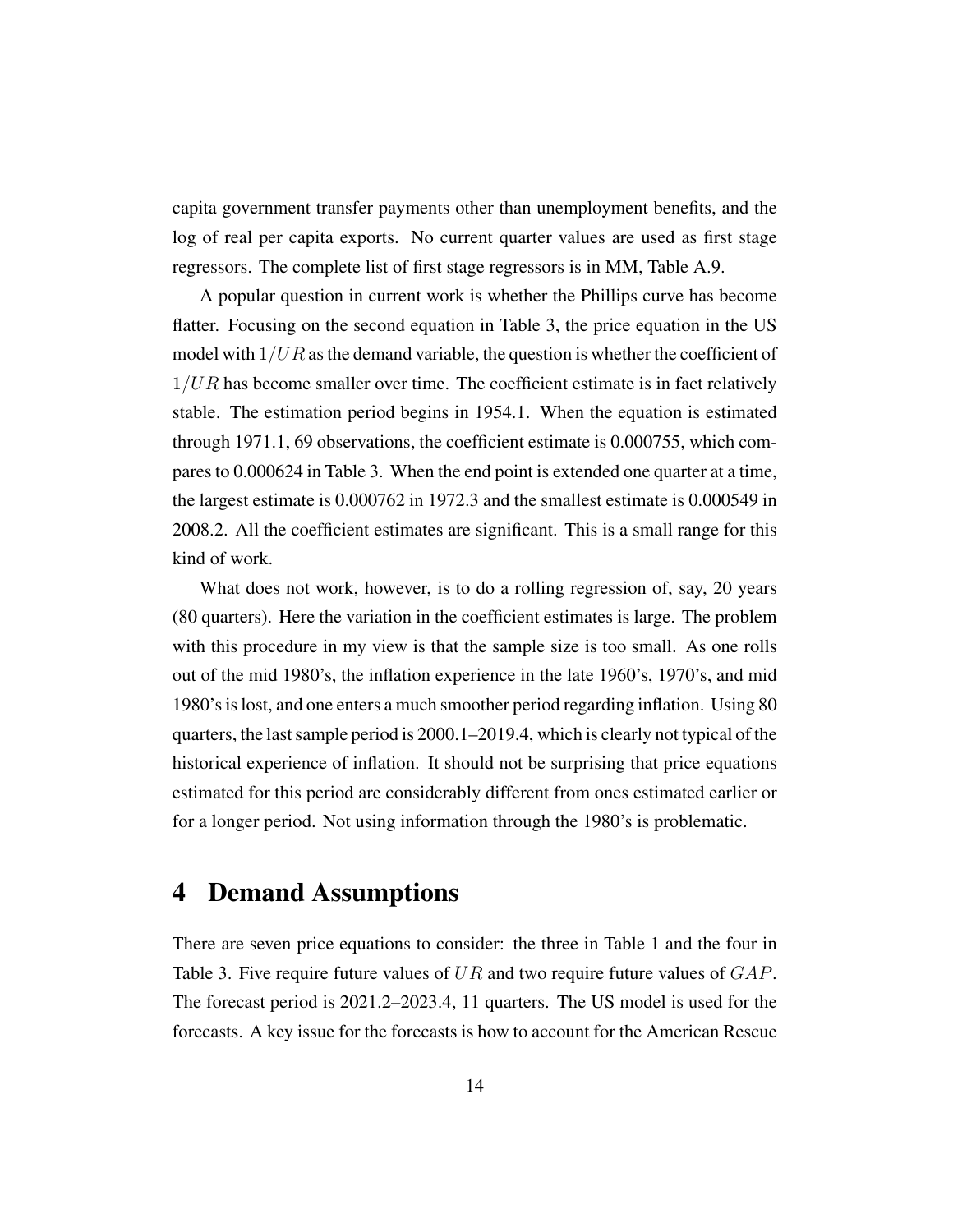capita government transfer payments other than unemployment benefits, and the log of real per capita exports. No current quarter values are used as first stage regressors. The complete list of first stage regressors is in MM, Table A.9.

A popular question in current work is whether the Phillips curve has become flatter. Focusing on the second equation in Table 3, the price equation in the US model with $1/UR$ as the demand variable, the question is whether the coefficient of $1/UR$ has become smaller over time. The coefficient estimate is in fact relatively stable. The estimation period begins in 1954.1. When the equation is estimated through 1971.1, 69 observations, the coefficient estimate is 0.000755, which compares to 0.000624 in Table 3. When the end point is extended one quarter at a time, the largest estimate is 0.000762 in 1972.3 and the smallest estimate is 0.000549 in 2008.2. All the coefficient estimates are significant. This is a small range for this kind of work.

What does not work, however, is to do a rolling regression of, say, 20 years (80 quarters). Here the variation in the coefficient estimates is large. The problem with this procedure in my view is that the sample size is too small. As one rolls out of the mid 1980's, the inflation experience in the late 1960's, 1970's, and mid 1980's is lost, and one enters a much smoother period regarding inflation. Using 80 quarters, the last sample period is 2000.1–2019.4, which is clearly not typical of the historical experience of inflation. It should not be surprising that price equations estimated for this period are considerably different from ones estimated earlier or for a longer period. Not using information through the 1980's is problematic.

# 4 Demand Assumptions

There are seven price equations to consider: the three in Table 1 and the four in Table 3. Five require future values of $UR$ and two require future values of $GAP$. The forecast period is 2021.2–2023.4, 11 quarters. The US model is used for the forecasts. A key issue for the forecasts is how to account for the American Rescue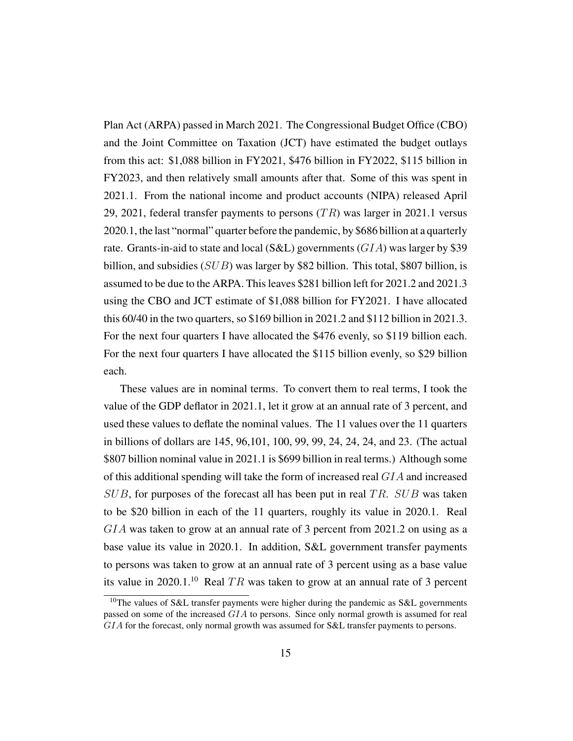Plan Act (ARPA) passed in March 2021. The Congressional Budget Office (CBO) and the Joint Committee on Taxation (JCT) have estimated the budget outlays from this act: \$1,088 billion in FY2021, \$476 billion in FY2022, \$115 billion in FY2023, and then relatively small amounts after that. Some of this was spent in 2021.1. From the national income and product accounts (NIPA) released April 29, 2021, federal transfer payments to persons ($TR$) was larger in 2021.1 versus 2020.1, the last "normal" quarter before the pandemic, by \$686 billion at a quarterly rate. Grants-in-aid to state and local (S&L) governments ($GIA$) was larger by \$39 billion, and subsidies ($SUB$) was larger by \$82 billion. This total, \$807 billion, is assumed to be due to the ARPA. This leaves \$281 billion left for 2021.2 and 2021.3 using the CBO and JCT estimate of \$1,088 billion for FY2021. I have allocated this 60/40 in the two quarters, so \$169 billion in 2021.2 and \$112 billion in 2021.3. For the next four quarters I have allocated the \$476 evenly, so \$119 billion each. For the next four quarters I have allocated the \$115 billion evenly, so \$29 billion each.

These values are in nominal terms. To convert them to real terms, I took the value of the GDP deflator in 2021.1, let it grow at an annual rate of 3 percent, and used these values to deflate the nominal values. The 11 values over the 11 quarters in billions of dollars are 145, 96,101, 100, 99, 99, 24, 24, 24, and 23. (The actual \$807 billion nominal value in 2021.1 is \$699 billion in real terms.) Although some of this additional spending will take the form of increased real $GIA$ and increased $SUB$, for purposes of the forecast all has been put in real $TR$. $SUB$ was taken to be \$20 billion in each of the 11 quarters, roughly its value in 2020.1. Real $GIA$ was taken to grow at an annual rate of 3 percent from 2021.2 on using as a base value its value in 2020.1. In addition, S&L government transfer payments to persons was taken to grow at an annual rate of 3 percent using as a base value its value in 2020.1.[10] Real $TR$ was taken to grow at an annual rate of 3 percent

[10] The values of S&L transfer payments were higher during the pandemic as S&L governments passed on some of the increased $GIA$ to persons. Since only normal growth is assumed for real $GIA$ for the forecast, only normal growth was assumed for S&L transfer payments to persons.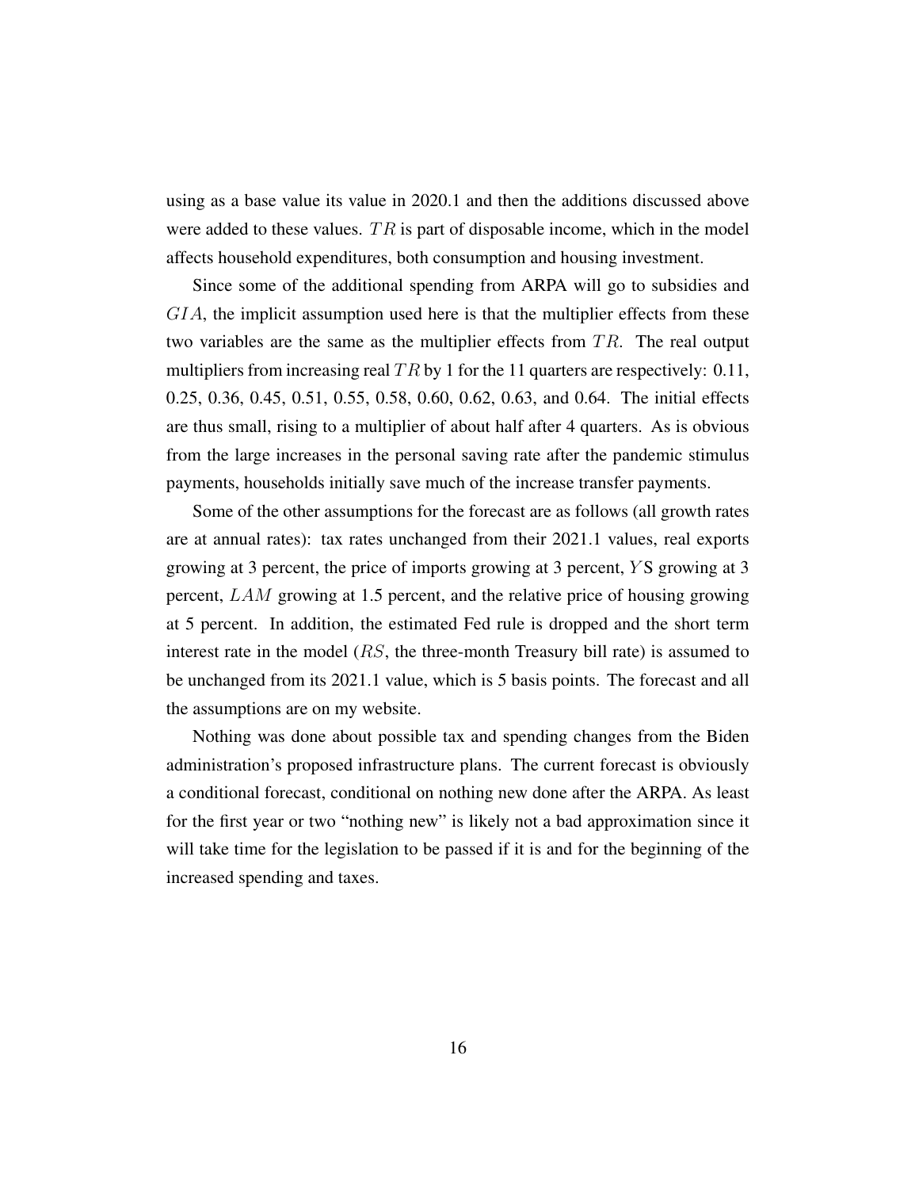using as a base value its value in 2020.1 and then the additions discussed above were added to these values. $TR$ is part of disposable income, which in the model affects household expenditures, both consumption and housing investment.

Since some of the additional spending from ARPA will go to subsidies and $GIA$, the implicit assumption used here is that the multiplier effects from these two variables are the same as the multiplier effects from $TR$. The real output multipliers from increasing real $TR$ by 1 for the 11 quarters are respectively: 0.11, 0.25, 0.36, 0.45, 0.51, 0.55, 0.58, 0.60, 0.62, 0.63, and 0.64. The initial effects are thus small, rising to a multiplier of about half after 4 quarters. As is obvious from the large increases in the personal saving rate after the pandemic stimulus payments, households initially save much of the increase transfer payments.

Some of the other assumptions for the forecast are as follows (all growth rates are at annual rates): tax rates unchanged from their 2021.1 values, real exports growing at 3 percent, the price of imports growing at 3 percent, $YS$ growing at 3 percent, $LAM$ growing at 1.5 percent, and the relative price of housing growing at 5 percent. In addition, the estimated Fed rule is dropped and the short term interest rate in the model ($RS$, the three-month Treasury bill rate) is assumed to be unchanged from its 2021.1 value, which is 5 basis points. The forecast and all the assumptions are on my website.

Nothing was done about possible tax and spending changes from the Biden administration's proposed infrastructure plans. The current forecast is obviously a conditional forecast, conditional on nothing new done after the ARPA. As least for the first year or two "nothing new" is likely not a bad approximation since it will take time for the legislation to be passed if it is and for the beginning of the increased spending and taxes.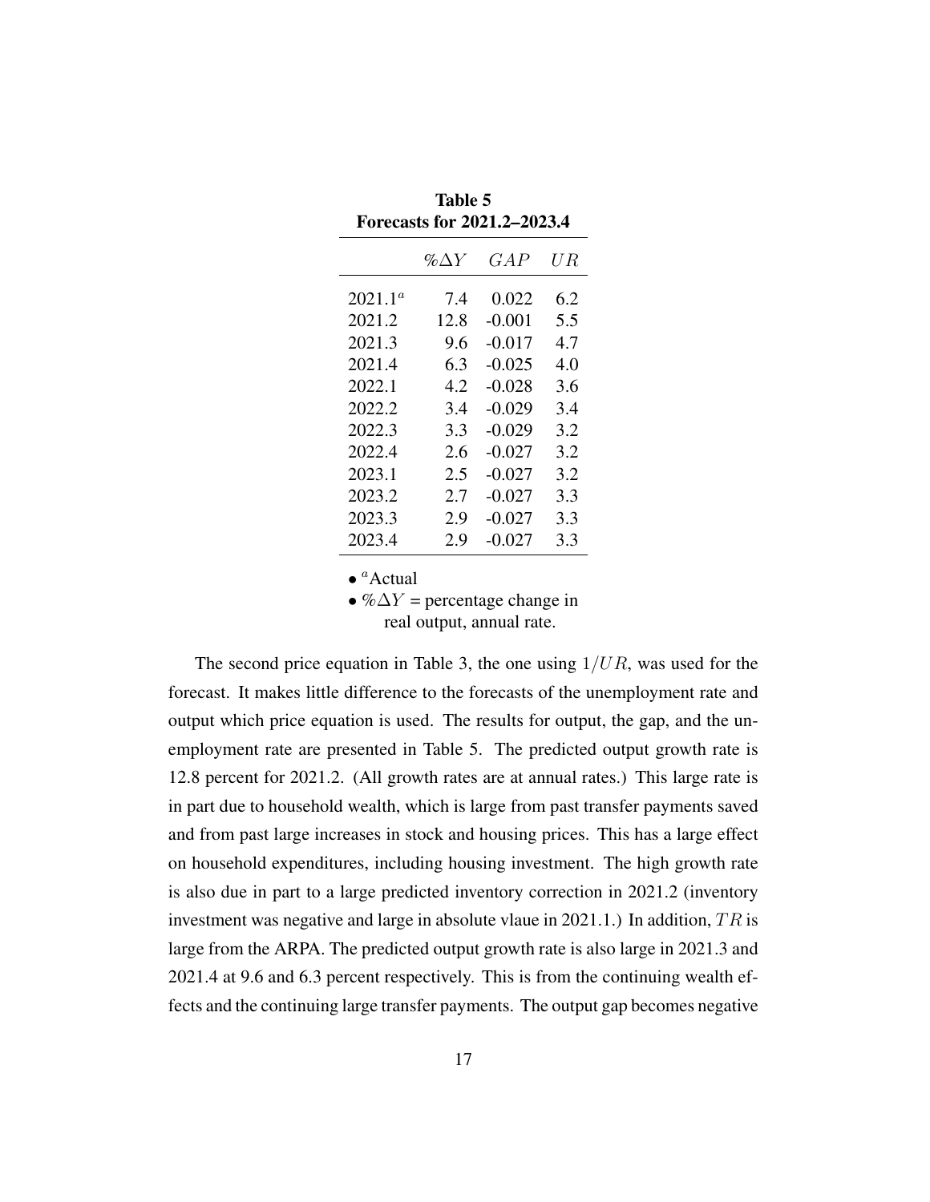**Table 5**
**Forecasts for 2021.2–2023.4**

| | $\%\Delta Y$ | $GAP$ | $UR$ |
|---|---|---|---|
| 2021.1[a] | 7.4 | 0.022 | 6.2 |
| 2021.2 | 12.8 | -0.001 | 5.5 |
| 2021.3 | 9.6 | -0.017 | 4.7 |
| 2021.4 | 6.3 | -0.025 | 4.0 |
| 2022.1 | 4.2 | -0.028 | 3.6 |
| 2022.2 | 3.4 | -0.029 | 3.4 |
| 2022.3 | 3.3 | -0.029 | 3.2 |
| 2022.4 | 2.6 | -0.027 | 3.2 |
| 2023.1 | 2.5 | -0.027 | 3.2 |
| 2023.2 | 2.7 | -0.027 | 3.3 |
| 2023.3 | 2.9 | -0.027 | 3.3 |
| 2023.4 | 2.9 | -0.027 | 3.3 |

- [a]Actual
- $\%\Delta Y$ = percentage change in real output, annual rate.

The second price equation in Table 3, the one using $1/UR$, was used for the forecast. It makes little difference to the forecasts of the unemployment rate and output which price equation is used. The results for output, the gap, and the unemployment rate are presented in Table 5. The predicted output growth rate is 12.8 percent for 2021.2. (All growth rates are at annual rates.) This large rate is in part due to household wealth, which is large from past transfer payments saved and from past large increases in stock and housing prices. This has a large effect on household expenditures, including housing investment. The high growth rate is also due in part to a large predicted inventory correction in 2021.2 (inventory investment was negative and large in absolute vlaue in 2021.1.) In addition, $TR$ is large from the ARPA. The predicted output growth rate is also large in 2021.3 and 2021.4 at 9.6 and 6.3 percent respectively. This is from the continuing wealth effects and the continuing large transfer payments. The output gap becomes negative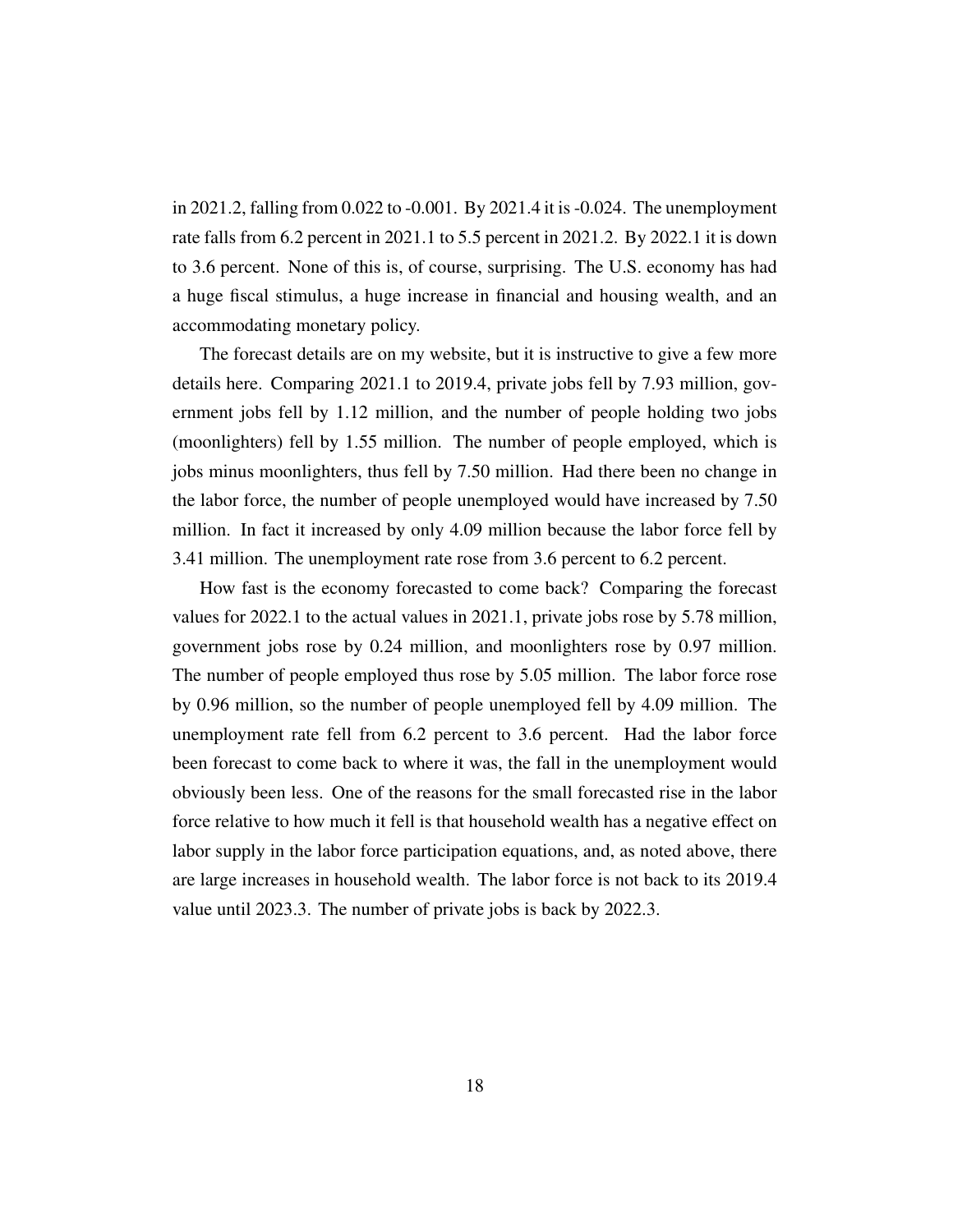in 2021.2, falling from 0.022 to -0.001. By 2021.4 it is -0.024. The unemployment rate falls from 6.2 percent in 2021.1 to 5.5 percent in 2021.2. By 2022.1 it is down to 3.6 percent. None of this is, of course, surprising. The U.S. economy has had a huge fiscal stimulus, a huge increase in financial and housing wealth, and an accommodating monetary policy.

The forecast details are on my website, but it is instructive to give a few more details here. Comparing 2021.1 to 2019.4, private jobs fell by 7.93 million, government jobs fell by 1.12 million, and the number of people holding two jobs (moonlighters) fell by 1.55 million. The number of people employed, which is jobs minus moonlighters, thus fell by 7.50 million. Had there been no change in the labor force, the number of people unemployed would have increased by 7.50 million. In fact it increased by only 4.09 million because the labor force fell by 3.41 million. The unemployment rate rose from 3.6 percent to 6.2 percent.

How fast is the economy forecasted to come back? Comparing the forecast values for 2022.1 to the actual values in 2021.1, private jobs rose by 5.78 million, government jobs rose by 0.24 million, and moonlighters rose by 0.97 million. The number of people employed thus rose by 5.05 million. The labor force rose by 0.96 million, so the number of people unemployed fell by 4.09 million. The unemployment rate fell from 6.2 percent to 3.6 percent. Had the labor force been forecast to come back to where it was, the fall in the unemployment would obviously been less. One of the reasons for the small forecasted rise in the labor force relative to how much it fell is that household wealth has a negative effect on labor supply in the labor force participation equations, and, as noted above, there are large increases in household wealth. The labor force is not back to its 2019.4 value until 2023.3. The number of private jobs is back by 2022.3.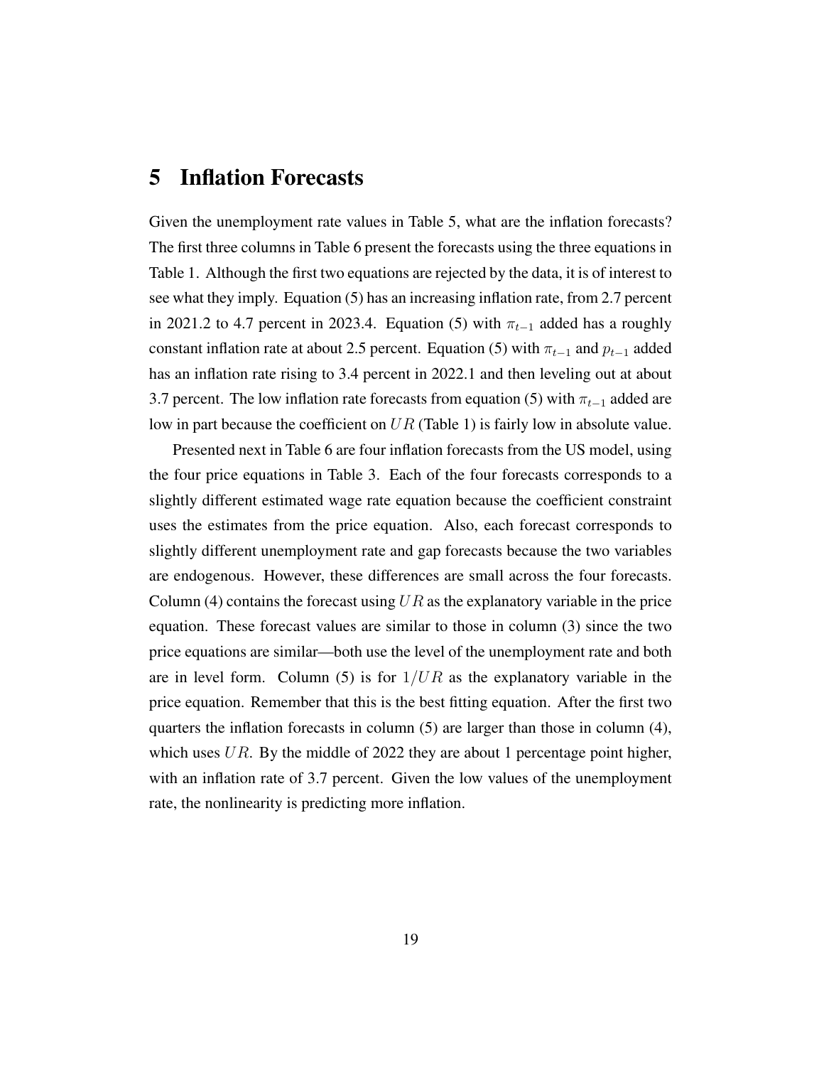# 5 Inflation Forecasts

Given the unemployment rate values in Table 5, what are the inflation forecasts? The first three columns in Table 6 present the forecasts using the three equations in Table 1. Although the first two equations are rejected by the data, it is of interest to see what they imply. Equation (5) has an increasing inflation rate, from 2.7 percent in 2021.2 to 4.7 percent in 2023.4. Equation (5) with $\pi_{t-1}$ added has a roughly constant inflation rate at about 2.5 percent. Equation (5) with $\pi_{t-1}$ and $p_{t-1}$ added has an inflation rate rising to 3.4 percent in 2022.1 and then leveling out at about 3.7 percent. The low inflation rate forecasts from equation (5) with $\pi_{t-1}$ added are low in part because the coefficient on $UR$ (Table 1) is fairly low in absolute value.

Presented next in Table 6 are four inflation forecasts from the US model, using the four price equations in Table 3. Each of the four forecasts corresponds to a slightly different estimated wage rate equation because the coefficient constraint uses the estimates from the price equation. Also, each forecast corresponds to slightly different unemployment rate and gap forecasts because the two variables are endogenous. However, these differences are small across the four forecasts. Column (4) contains the forecast using $UR$ as the explanatory variable in the price equation. These forecast values are similar to those in column (3) since the two price equations are similar—both use the level of the unemployment rate and both are in level form. Column (5) is for $1/UR$ as the explanatory variable in the price equation. Remember that this is the best fitting equation. After the first two quarters the inflation forecasts in column (5) are larger than those in column (4), which uses $UR$. By the middle of 2022 they are about 1 percentage point higher, with an inflation rate of 3.7 percent. Given the low values of the unemployment rate, the nonlinearity is predicting more inflation.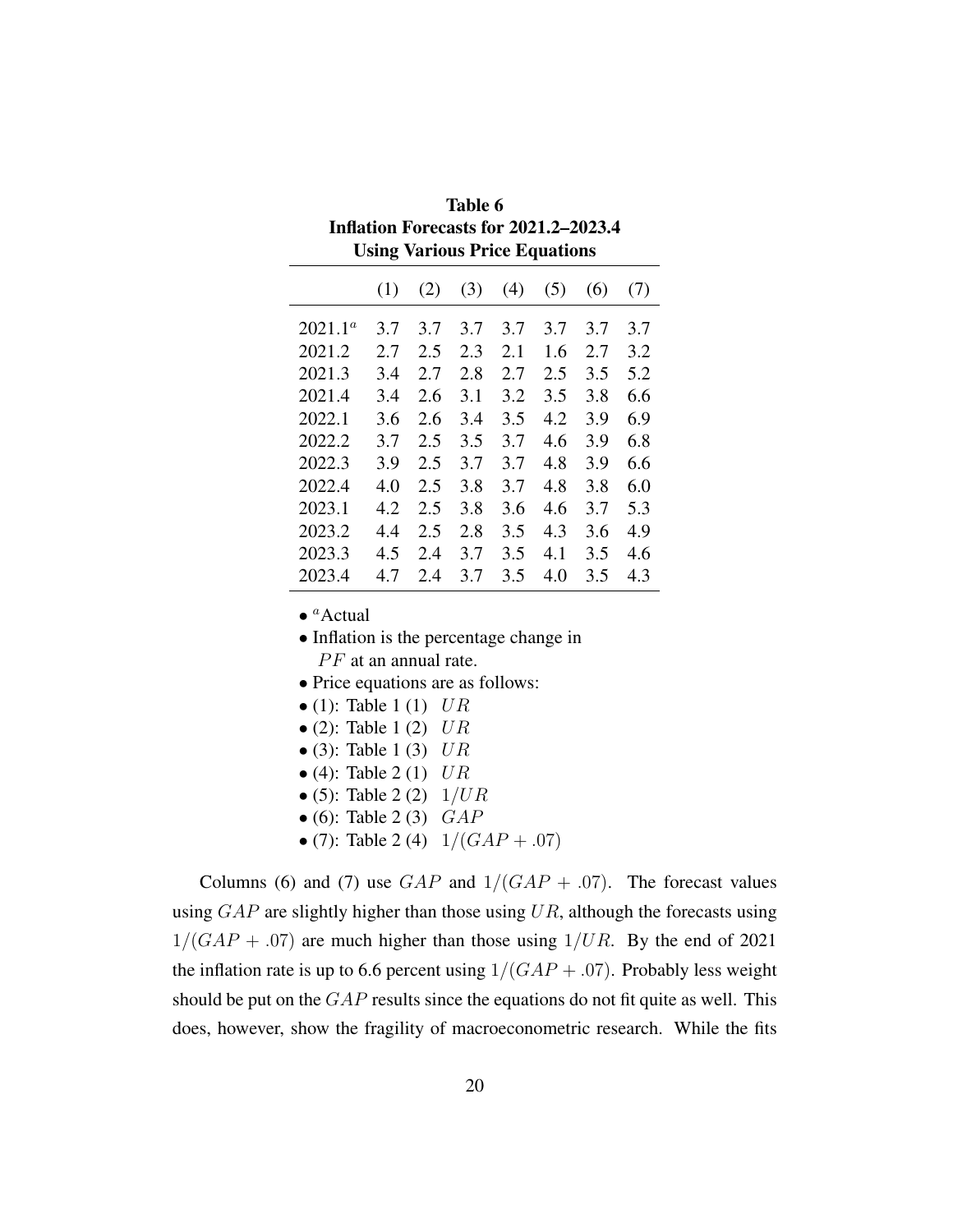**Table 6**
**Inflation Forecasts for 2021.2–2023.4**
**Using Various Price Equations**

| | (1) | (2) | (3) | (4) | (5) | (6) | (7) |
|---|---|---|---|---|---|---|---|
| 2021.1[a] | 3.7 | 3.7 | 3.7 | 3.7 | 3.7 | 3.7 | 3.7 |
| 2021.2 | 2.7 | 2.5 | 2.3 | 2.1 | 1.6 | 2.7 | 3.2 |
| 2021.3 | 3.4 | 2.7 | 2.8 | 2.7 | 2.5 | 3.5 | 5.2 |
| 2021.4 | 3.4 | 2.6 | 3.1 | 3.2 | 3.5 | 3.8 | 6.6 |
| 2022.1 | 3.6 | 2.6 | 3.4 | 3.5 | 4.2 | 3.9 | 6.9 |
| 2022.2 | 3.7 | 2.5 | 3.5 | 3.7 | 4.6 | 3.9 | 6.8 |
| 2022.3 | 3.9 | 2.5 | 3.7 | 3.7 | 4.8 | 3.9 | 6.6 |
| 2022.4 | 4.0 | 2.5 | 3.8 | 3.7 | 4.8 | 3.8 | 6.0 |
| 2023.1 | 4.2 | 2.5 | 3.8 | 3.6 | 4.6 | 3.7 | 5.3 |
| 2023.2 | 4.4 | 2.5 | 2.8 | 3.5 | 4.3 | 3.6 | 4.9 |
| 2023.3 | 4.5 | 2.4 | 3.7 | 3.5 | 4.1 | 3.5 | 4.6 |
| 2023.4 | 4.7 | 2.4 | 3.7 | 3.5 | 4.0 | 3.5 | 4.3 |

- [a]Actual
- Inflation is the percentage change in $PF$ at an annual rate.
- Price equations are as follows:
- (1): Table 1 (1) $UR$
- (2): Table 1 (2) $UR$
- (3): Table 1 (3) $UR$
- (4): Table 2 (1) $UR$
- (5): Table 2 (2) $1/UR$
- (6): Table 2 (3) $GAP$
- (7): Table 2 (4) $1/(GAP + .07)$

Columns (6) and (7) use $GAP$ and $1/(GAP + .07)$. The forecast values using $GAP$ are slightly higher than those using $UR$, although the forecasts using $1/(GAP + .07)$ are much higher than those using $1/UR$. By the end of 2021 the inflation rate is up to 6.6 percent using $1/(GAP + .07)$. Probably less weight should be put on the $GAP$ results since the equations do not fit quite as well. This does, however, show the fragility of macroeconometric research. While the fits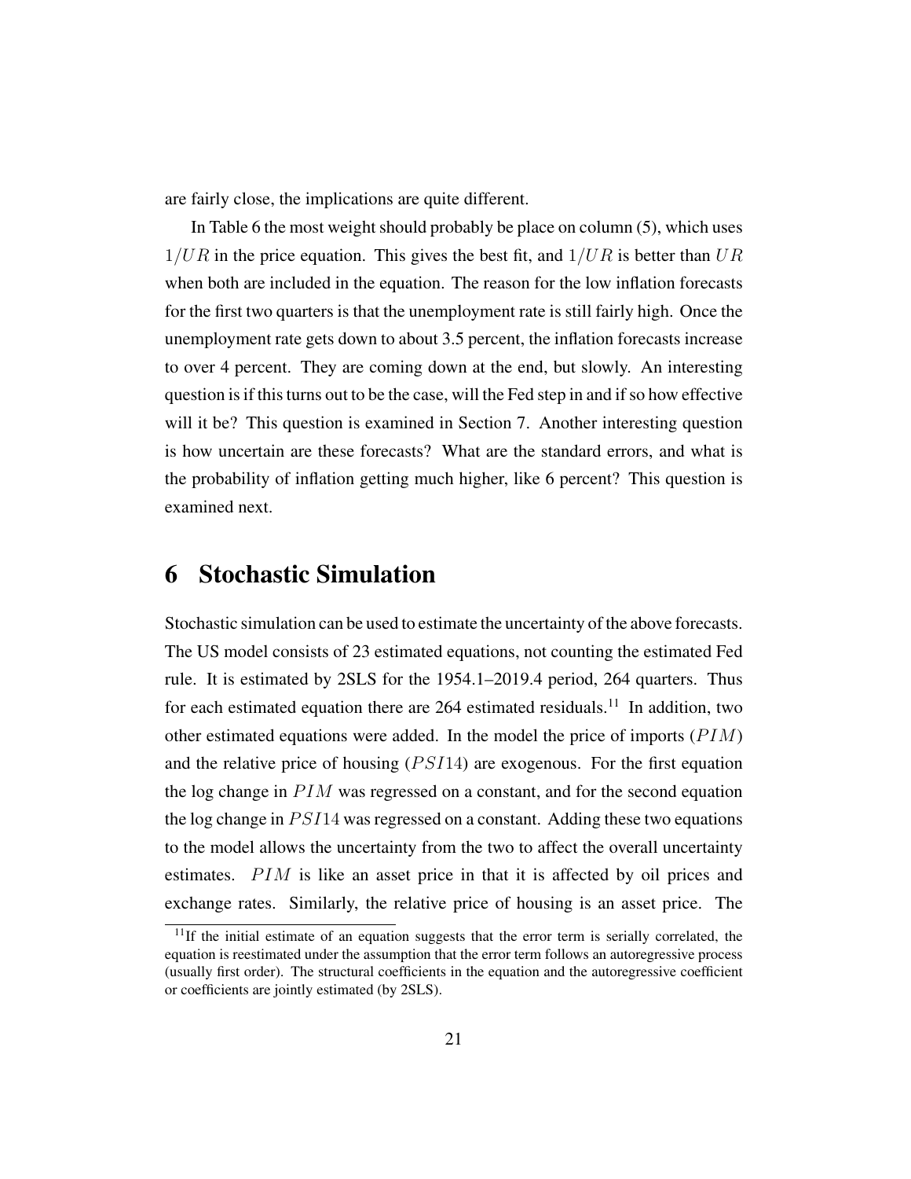are fairly close, the implications are quite different.

In Table 6 the most weight should probably be place on column (5), which uses $1/UR$ in the price equation. This gives the best fit, and $1/UR$ is better than $UR$ when both are included in the equation. The reason for the low inflation forecasts for the first two quarters is that the unemployment rate is still fairly high. Once the unemployment rate gets down to about 3.5 percent, the inflation forecasts increase to over 4 percent. They are coming down at the end, but slowly. An interesting question is if this turns out to be the case, will the Fed step in and if so how effective will it be? This question is examined in Section 7. Another interesting question is how uncertain are these forecasts? What are the standard errors, and what is the probability of inflation getting much higher, like 6 percent? This question is examined next.

# 6 Stochastic Simulation

Stochastic simulation can be used to estimate the uncertainty of the above forecasts. The US model consists of 23 estimated equations, not counting the estimated Fed rule. It is estimated by 2SLS for the 1954.1–2019.4 period, 264 quarters. Thus for each estimated equation there are 264 estimated residuals.[11] In addition, two other estimated equations were added. In the model the price of imports ($PIM$) and the relative price of housing ($PSI14$) are exogenous. For the first equation the log change in $PIM$ was regressed on a constant, and for the second equation the log change in $PSI14$ was regressed on a constant. Adding these two equations to the model allows the uncertainty from the two to affect the overall uncertainty estimates. $PIM$ is like an asset price in that it is affected by oil prices and exchange rates. Similarly, the relative price of housing is an asset price. The

[11] If the initial estimate of an equation suggests that the error term is serially correlated, the equation is reestimated under the assumption that the error term follows an autoregressive process (usually first order). The structural coefficients in the equation and the autoregressive coefficient or coefficients are jointly estimated (by 2SLS).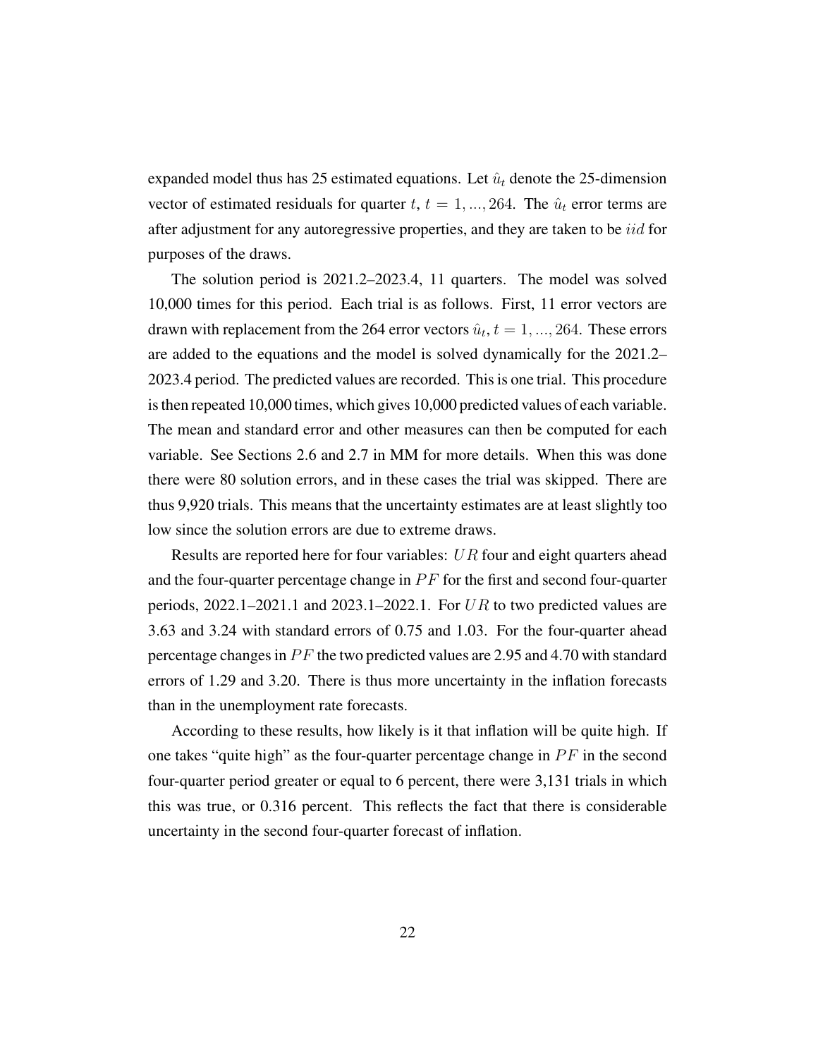expanded model thus has 25 estimated equations. Let $\hat{u}_t$ denote the 25-dimension vector of estimated residuals for quarter $t$, $t = 1, ..., 264$. The $\hat{u}_t$ error terms are after adjustment for any autoregressive properties, and they are taken to be $iid$ for purposes of the draws.

The solution period is 2021.2–2023.4, 11 quarters. The model was solved 10,000 times for this period. Each trial is as follows. First, 11 error vectors are drawn with replacement from the 264 error vectors $\hat{u}_t$, $t = 1, ..., 264$. These errors are added to the equations and the model is solved dynamically for the 2021.2–2023.4 period. The predicted values are recorded. This is one trial. This procedure is then repeated 10,000 times, which gives 10,000 predicted values of each variable. The mean and standard error and other measures can then be computed for each variable. See Sections 2.6 and 2.7 in MM for more details. When this was done there were 80 solution errors, and in these cases the trial was skipped. There are thus 9,920 trials. This means that the uncertainty estimates are at least slightly too low since the solution errors are due to extreme draws.

Results are reported here for four variables: $UR$ four and eight quarters ahead and the four-quarter percentage change in $PF$ for the first and second four-quarter periods, 2022.1–2021.1 and 2023.1–2022.1. For $UR$ to two predicted values are 3.63 and 3.24 with standard errors of 0.75 and 1.03. For the four-quarter ahead percentage changes in $PF$ the two predicted values are 2.95 and 4.70 with standard errors of 1.29 and 3.20. There is thus more uncertainty in the inflation forecasts than in the unemployment rate forecasts.

According to these results, how likely is it that inflation will be quite high. If one takes "quite high" as the four-quarter percentage change in $PF$ in the second four-quarter period greater or equal to 6 percent, there were 3,131 trials in which this was true, or 0.316 percent. This reflects the fact that there is considerable uncertainty in the second four-quarter forecast of inflation.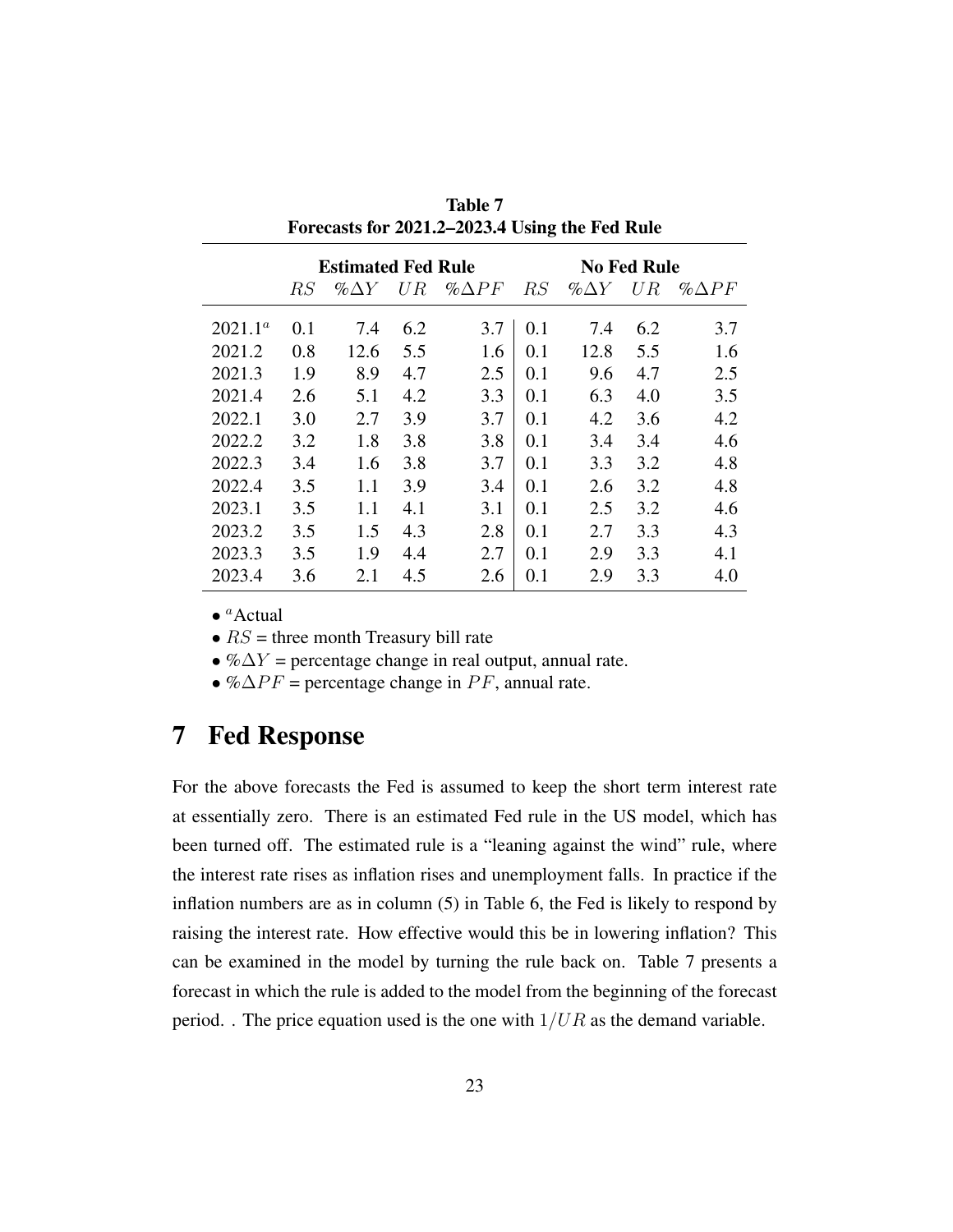**Table 7**
**Forecasts for 2021.2–2023.4 Using the Fed Rule**

| | Estimated Fed Rule | | | | No Fed Rule | | | |
|---|---|---|---|---|---|---|---|---|
| | $RS$ | $\%\Delta Y$ | $UR$ | $\%\Delta PF$ | $RS$ | $\%\Delta Y$ | $UR$ | $\%\Delta PF$ |
| 2021.1[a] | 0.1 | 7.4 | 6.2 | 3.7 | 0.1 | 7.4 | 6.2 | 3.7 |
| 2021.2 | 0.8 | 12.6 | 5.5 | 1.6 | 0.1 | 12.8 | 5.5 | 1.6 |
| 2021.3 | 1.9 | 8.9 | 4.7 | 2.5 | 0.1 | 9.6 | 4.7 | 2.5 |
| 2021.4 | 2.6 | 5.1 | 4.2 | 3.3 | 0.1 | 6.3 | 4.0 | 3.5 |
| 2022.1 | 3.0 | 2.7 | 3.9 | 3.7 | 0.1 | 4.2 | 3.6 | 4.2 |
| 2022.2 | 3.2 | 1.8 | 3.8 | 3.8 | 0.1 | 3.4 | 3.4 | 4.6 |
| 2022.3 | 3.4 | 1.6 | 3.8 | 3.7 | 0.1 | 3.3 | 3.2 | 4.8 |
| 2022.4 | 3.5 | 1.1 | 3.9 | 3.4 | 0.1 | 2.6 | 3.2 | 4.8 |
| 2023.1 | 3.5 | 1.1 | 4.1 | 3.1 | 0.1 | 2.5 | 3.2 | 4.6 |
| 2023.2 | 3.5 | 1.5 | 4.3 | 2.8 | 0.1 | 2.7 | 3.3 | 4.3 |
| 2023.3 | 3.5 | 1.9 | 4.4 | 2.7 | 0.1 | 2.9 | 3.3 | 4.1 |
| 2023.4 | 3.6 | 2.1 | 4.5 | 2.6 | 0.1 | 2.9 | 3.3 | 4.0 |

- [a]Actual
- $RS$ = three month Treasury bill rate
- $\%\Delta Y$ = percentage change in real output, annual rate.
- $\%\Delta PF$ = percentage change in $PF$, annual rate.

# 7 Fed Response

For the above forecasts the Fed is assumed to keep the short term interest rate at essentially zero. There is an estimated Fed rule in the US model, which has been turned off. The estimated rule is a "leaning against the wind" rule, where the interest rate rises as inflation rises and unemployment falls. In practice if the inflation numbers are as in column (5) in Table 6, the Fed is likely to respond by raising the interest rate. How effective would this be in lowering inflation? This can be examined in the model by turning the rule back on. Table 7 presents a forecast in which the rule is added to the model from the beginning of the forecast period. . The price equation used is the one with $1/UR$ as the demand variable.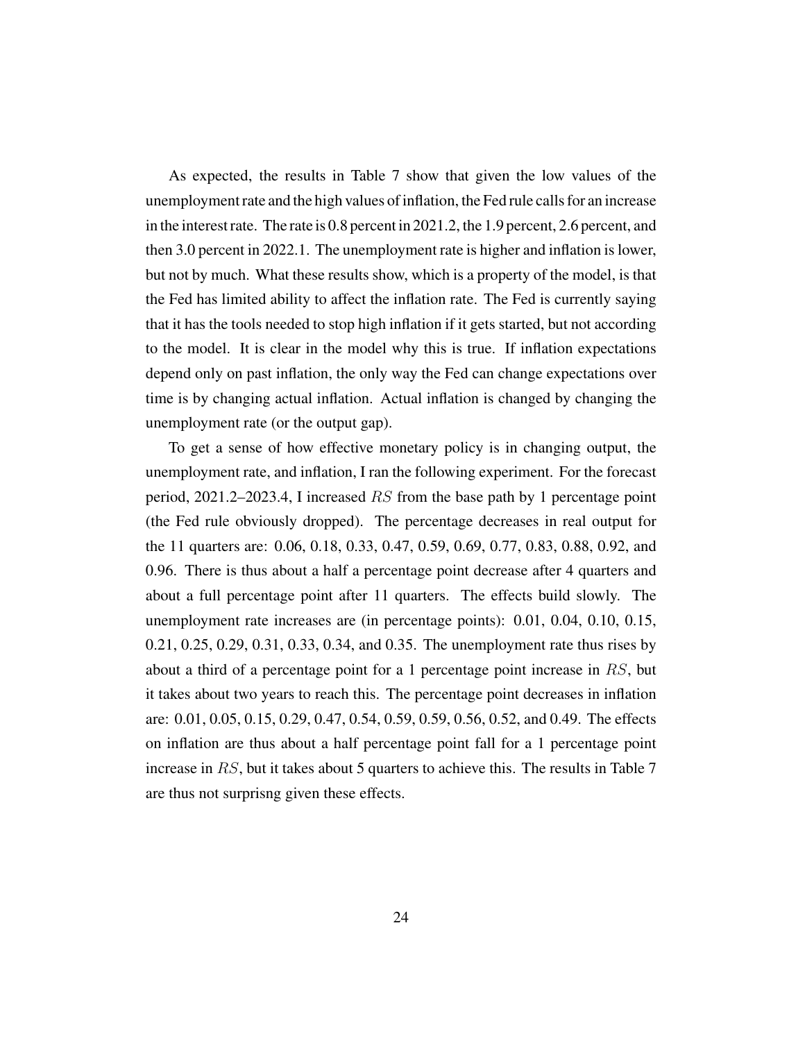As expected, the results in Table 7 show that given the low values of the unemployment rate and the high values of inflation, the Fed rule calls for an increase in the interest rate. The rate is 0.8 percent in 2021.2, the 1.9 percent, 2.6 percent, and then 3.0 percent in 2022.1. The unemployment rate is higher and inflation is lower, but not by much. What these results show, which is a property of the model, is that the Fed has limited ability to affect the inflation rate. The Fed is currently saying that it has the tools needed to stop high inflation if it gets started, but not according to the model. It is clear in the model why this is true. If inflation expectations depend only on past inflation, the only way the Fed can change expectations over time is by changing actual inflation. Actual inflation is changed by changing the unemployment rate (or the output gap).

To get a sense of how effective monetary policy is in changing output, the unemployment rate, and inflation, I ran the following experiment. For the forecast period, 2021.2–2023.4, I increased $RS$ from the base path by 1 percentage point (the Fed rule obviously dropped). The percentage decreases in real output for the 11 quarters are: 0.06, 0.18, 0.33, 0.47, 0.59, 0.69, 0.77, 0.83, 0.88, 0.92, and 0.96. There is thus about a half a percentage point decrease after 4 quarters and about a full percentage point after 11 quarters. The effects build slowly. The unemployment rate increases are (in percentage points): 0.01, 0.04, 0.10, 0.15, 0.21, 0.25, 0.29, 0.31, 0.33, 0.34, and 0.35. The unemployment rate thus rises by about a third of a percentage point for a 1 percentage point increase in $RS$, but it takes about two years to reach this. The percentage point decreases in inflation are: 0.01, 0.05, 0.15, 0.29, 0.47, 0.54, 0.59, 0.59, 0.56, 0.52, and 0.49. The effects on inflation are thus about a half percentage point fall for a 1 percentage point increase in $RS$, but it takes about 5 quarters to achieve this. The results in Table 7 are thus not surprisng given these effects.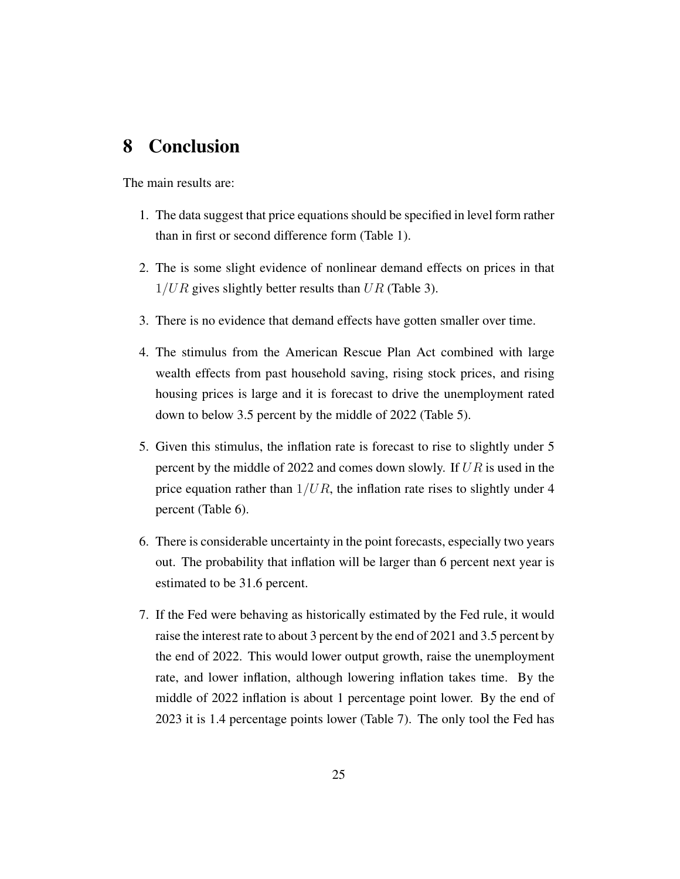# 8 Conclusion

The main results are:

1. The data suggest that price equations should be specified in level form rather than in first or second difference form (Table 1).

2. The is some slight evidence of nonlinear demand effects on prices in that $1/UR$ gives slightly better results than $UR$ (Table 3).

3. There is no evidence that demand effects have gotten smaller over time.

4. The stimulus from the American Rescue Plan Act combined with large wealth effects from past household saving, rising stock prices, and rising housing prices is large and it is forecast to drive the unemployment rated down to below 3.5 percent by the middle of 2022 (Table 5).

5. Given this stimulus, the inflation rate is forecast to rise to slightly under 5 percent by the middle of 2022 and comes down slowly. If $UR$ is used in the price equation rather than $1/UR$, the inflation rate rises to slightly under 4 percent (Table 6).

6. There is considerable uncertainty in the point forecasts, especially two years out. The probability that inflation will be larger than 6 percent next year is estimated to be 31.6 percent.

7. If the Fed were behaving as historically estimated by the Fed rule, it would raise the interest rate to about 3 percent by the end of 2021 and 3.5 percent by the end of 2022. This would lower output growth, raise the unemployment rate, and lower inflation, although lowering inflation takes time. By the middle of 2022 inflation is about 1 percentage point lower. By the end of 2023 it is 1.4 percentage points lower (Table 7). The only tool the Fed has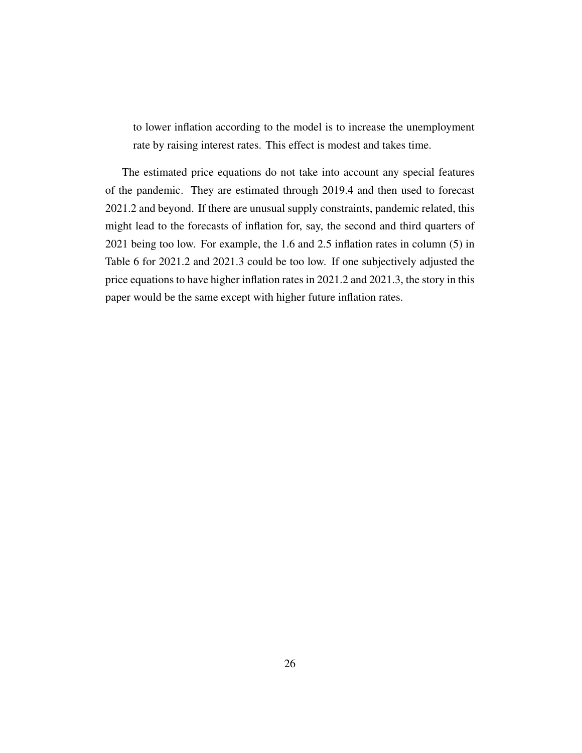to lower inflation according to the model is to increase the unemployment rate by raising interest rates. This effect is modest and takes time.

The estimated price equations do not take into account any special features of the pandemic. They are estimated through 2019.4 and then used to forecast 2021.2 and beyond. If there are unusual supply constraints, pandemic related, this might lead to the forecasts of inflation for, say, the second and third quarters of 2021 being too low. For example, the 1.6 and 2.5 inflation rates in column (5) in Table 6 for 2021.2 and 2021.3 could be too low. If one subjectively adjusted the price equations to have higher inflation rates in 2021.2 and 2021.3, the story in this paper would be the same except with higher future inflation rates.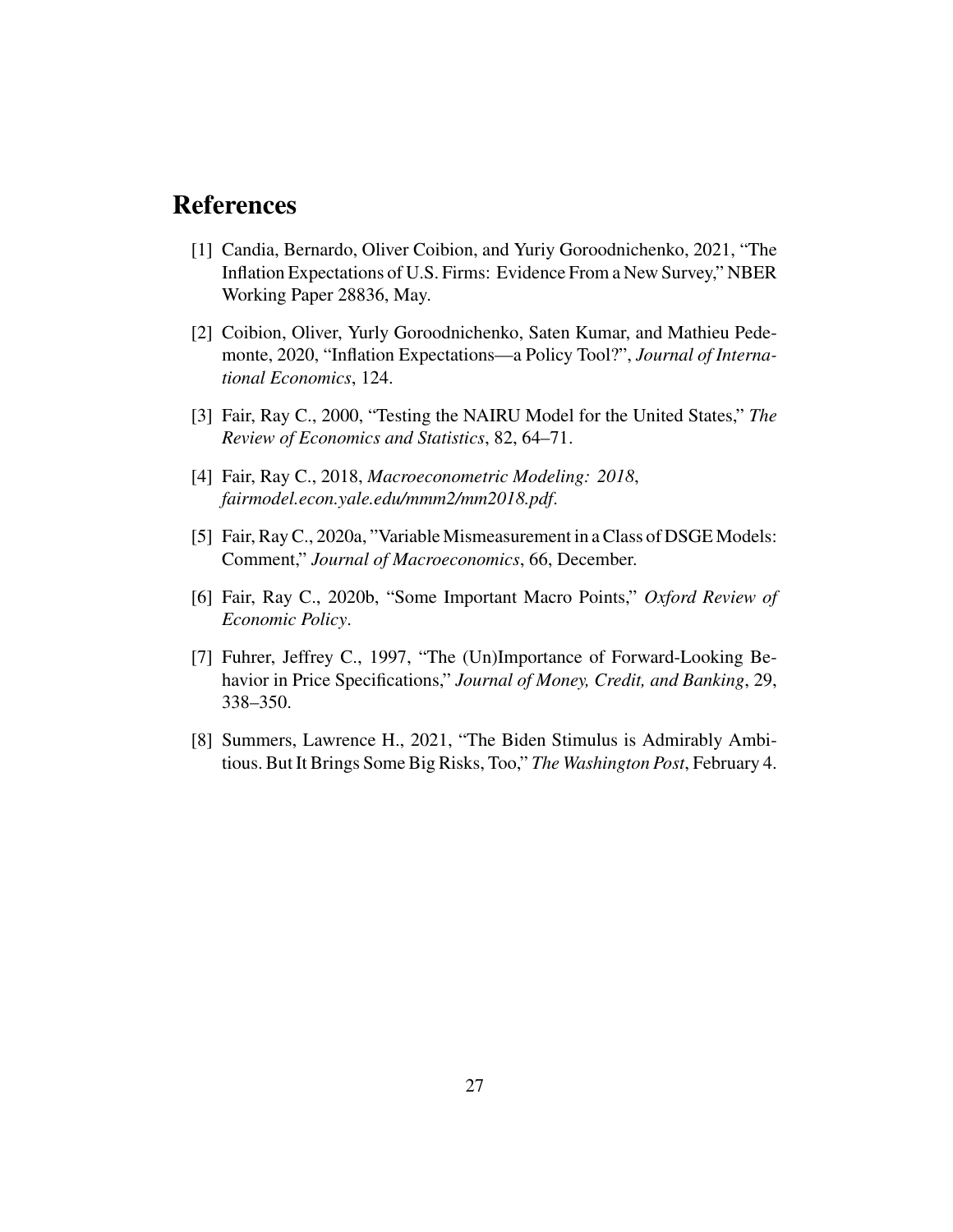# References

[1] Candia, Bernardo, Oliver Coibion, and Yuriy Gorodnichenko, 2021, "The Inflation Expectations of U.S. Firms: Evidence From a New Survey," NBER Working Paper 28836, May.

[2] Coibion, Oliver, Yurly Goroodnichenko, Saten Kumar, and Mathieu Pedemonte, 2020, "Inflation Expectations—a Policy Tool?", *Journal of International Economics*, 124.

[3] Fair, Ray C., 2000, "Testing the NAIRU Model for the United States," *The Review of Economics and Statistics*, 82, 64–71.

[4] Fair, Ray C., 2018, *Macroeconometric Modeling: 2018*, *fairmodel.econ.yale.edu/mmm2/mm2018.pdf*.

[5] Fair, Ray C., 2020a, "Variable Mismeasurement in a Class of DSGE Models: Comment," *Journal of Macroeconomics*, 66, December.

[6] Fair, Ray C., 2020b, "Some Important Macro Points," *Oxford Review of Economic Policy*.

[7] Fuhrer, Jeffrey C., 1997, "The (Un)Importance of Forward-Looking Behavior in Price Specifications," *Journal of Money, Credit, and Banking*, 29, 338–350.

[8] Summers, Lawrence H., 2021, "The Biden Stimulus is Admirably Ambitious. But It Brings Some Big Risks, Too," *The Washington Post*, February 4.